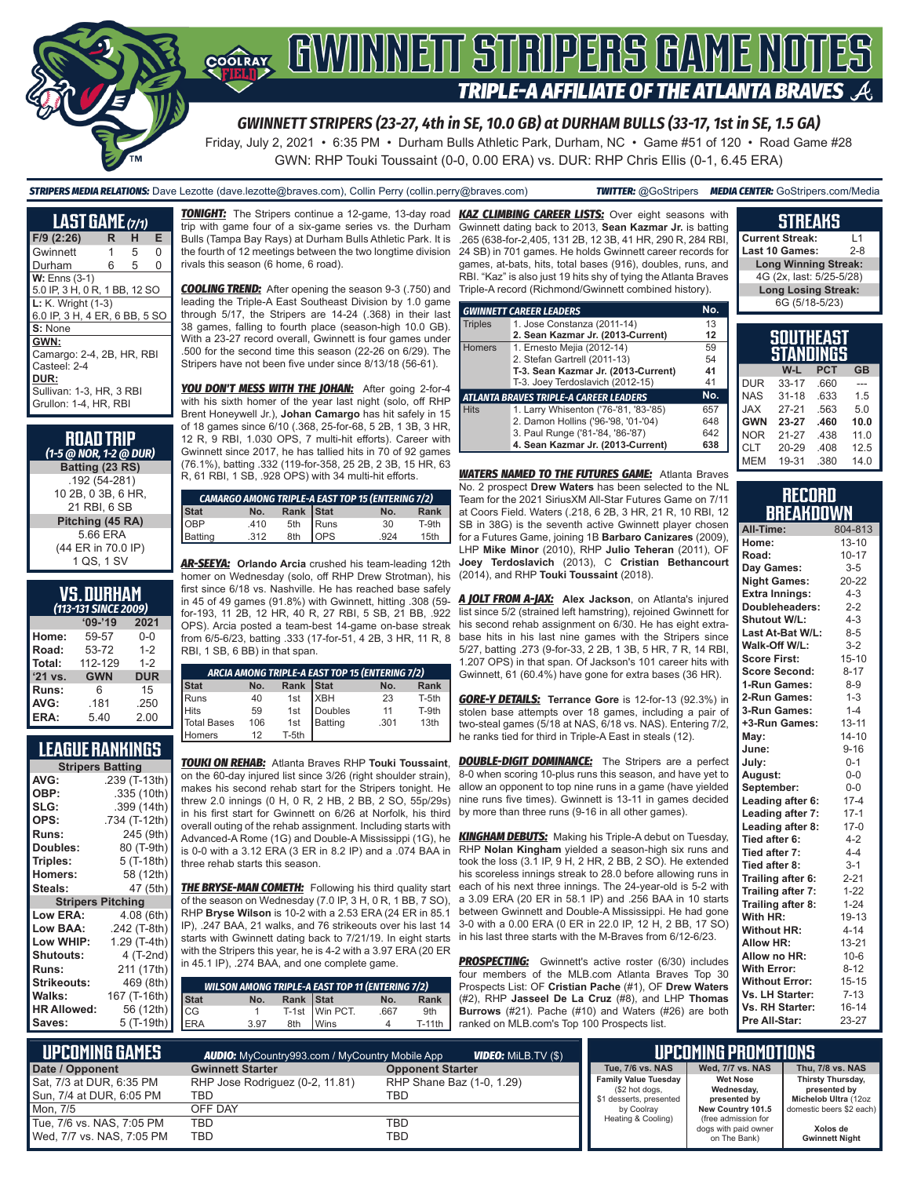# GWINNETT STRIPERS GAME NOTES

## TRIPLE-A AFFILIATE OF THE ATLANTA BRAVES

### GWINNETT STRIPERS (23-27, 4th in SE, 10.0 GB) at DURHAM BULLS (33-17, 1st in SE, 1.5 GA)

Friday, July 2, 2021 • 6:35 PM • Durham Bulls Athletic Park, Durham, NC • Game #51 of 120 • Road Game #28

GWN: RHP Touki Toussaint (0-0, 0.00 ERA) vs. DUR: RHP Chris Ellis (0-1, 6.45 ERA)

**STRIPERS MEDIA RELATIONS:** Dave Lezotte (dave.lezotte@braves.com), Collin Perry (collin.perry@braves.com) **TWITTER:** @GoStripers **MEDIA CENTER:** GoStripers.com/Media

## LAST GAME (7/1)

| F/9 (2:26) | R | H | E |
|---|---|---|---|
| Gwinnett | 1 | 5 | 0 |
| Durham | 6 | 5 | 0 |

**W:** Enns (3-1)
5.0 IP, 3 H, 0 R, 1 BB, 12 SO

**L:** K. Wright (1-3)
6.0 IP, 3 H, 4 ER, 6 BB, 5 SO

**S:** None

**GWN:**
Camargo: 2-4, 2B, HR, RBI
Casteel: 2-4

**DUR:**
Sullivan: 1-3, HR, 3 RBI
Grullon: 1-4, HR, RBI

## ROAD TRIP
*(1-5 @ NOR, 1-2 @ DUR)*

**Batting (23 RS)**
.192 (54-281)
10 2B, 0 3B, 6 HR,
21 RBI, 6 SB

**Pitching (45 RA)**
5.66 ERA
(44 ER in 70.0 IP)
1 QS, 1 SV

## VS. DURHAM
*(113-131 SINCE 2009)*

| | '09-'19 | 2021 |
|---|---|---|
| Home: | 59-57 | 0-0 |
| Road: | 53-72 | 1-2 |
| Total: | 112-129 | 1-2 |
| '21 vs. | GWN | DUR |
| Runs: | 6 | 15 |
| AVG: | .181 | .250 |
| ERA: | 5.40 | 2.00 |

## LEAGUE RANKINGS

| Stripers Batting | |
|---|---|
| AVG: | .239 (T-13th) |
| OBP: | .335 (10th) |
| SLG: | .399 (14th) |
| OPS: | .734 (T-12th) |
| Runs: | 245 (9th) |
| Doubles: | 80 (T-9th) |
| Triples: | 5 (T-18th) |
| Homers: | 58 (12th) |
| Steals: | 47 (5th) |
| **Stripers Pitching** | |
| Low ERA: | 4.08 (6th) |
| Low BAA: | .242 (T-8th) |
| Low WHIP: | 1.29 (T-4th) |
| Shutouts: | 4 (T-2nd) |
| Runs: | 211 (17th) |
| Strikeouts: | 469 (8th) |
| Walks: | 167 (T-16th) |
| HR Allowed: | 56 (12th) |
| Saves: | 5 (T-19th) |

***TONIGHT:*** The Stripers continue a 12-game, 13-day road trip with game four of a six-game series vs. the Durham Bulls (Tampa Bay Rays) at Durham Bulls Athletic Park. It is the fourth of 12 meetings between the two longtime division rivals this season (6 home, 6 road).

***COOLING TREND:*** After opening the season 9-3 (.750) and leading the Triple-A East Southeast Division by 1.0 game through 5/17, the Stripers are 14-24 (.368) in their last 38 games, falling to fourth place (season-high 10.0 GB). With a 23-27 record overall, Gwinnett is four games under .500 for the second time this season (22-26 on 6/29). The Stripers have not been five under since 8/13/18 (56-61).

***YOU DON'T MESS WITH THE JOHAN:*** After going 2-for-4 with his sixth homer of the year last night (solo, off RHP Brent Honeywell Jr.), **Johan Camargo** has hit safely in 15 of 18 games since 6/10 (.368, 25-for-68, 5 2B, 1 3B, 3 HR, 12 R, 9 RBI, 1.030 OPS, 7 multi-hit efforts). Career with Gwinnett since 2017, he has tallied hits in 70 of 92 games (76.1%), batting .332 (119-for-358, 25 2B, 2 3B, 15 HR, 63 R, 61 RBI, 1 SB, .928 OPS) with 34 multi-hit efforts.

| CAMARGO AMONG TRIPLE-A EAST TOP 15 (ENTERING 7/2) | | | | | |
|---|---|---|---|---|---|
| **Stat** | **No.** | **Rank** | **Stat** | **No.** | **Rank** |
| OBP | .410 | 5th | Runs | 30 | T-9th |
| Batting | .312 | 8th | OPS | .924 | 15th |

***AR-SEEYA:*** **Orlando Arcia** crushed his team-leading 12th homer on Wednesday (solo, off RHP Drew Strotman), his first since 6/18 vs. Nashville. He has reached base safely in 45 of 49 games (91.8%) with Gwinnett, hitting .308 (59-for-193, 11 2B, 12 HR, 40 R, 27 RBI, 5 SB, 21 BB, .922 OPS). Arcia posted a team-best 14-game on-base streak from 6/5-6/23, batting .333 (17-for-51, 4 2B, 3 HR, 11 R, 8 RBI, 1 SB, 6 BB) in that span.

| ARCIA AMONG TRIPLE-A EAST TOP 15 (ENTERING 7/2) | | | | | |
|---|---|---|---|---|---|
| **Stat** | **No.** | **Rank** | **Stat** | **No.** | **Rank** |
| Runs | 40 | 1st | XBH | 23 | T-5th |
| Hits | 59 | 1st | Doubles | 11 | T-9th |
| Total Bases | 106 | 1st | Batting | .301 | 13th |
| Homers | 12 | T-5th | | | |

***TOUKI ON REHAB:*** Atlanta Braves RHP **Touki Toussaint**, on the 60-day injured list since 3/26 (right shoulder strain), makes his second rehab start for the Stripers tonight. He threw 2.0 innings (0 H, 0 R, 2 HB, 2 BB, 2 SO, 55p/29s) in his first start for Gwinnett on 6/26 at Norfolk, his third overall outing of the rehab assignment. Including starts with Advanced-A Rome (1G) and Double-A Mississippi (1G), he is 0-0 with a 3.12 ERA (3 ER in 8.2 IP) and a .074 BAA in three rehab starts this season.

***THE BRYSE-MAN COMETH:*** Following his third quality start of the season on Wednesday (7.0 IP, 3 H, 0 R, 1 BB, 7 SO), RHP **Bryse Wilson** is 10-2 with a 2.53 ERA (24 ER in 85.1 IP), .247 BAA, 21 walks, and 76 strikeouts over his last 14 starts with Gwinnett dating back to 7/21/19. In eight starts with the Stripers this year, he is 4-2 with a 3.97 ERA (20 ER in 45.1 IP), .274 BAA, and one complete game.

| WILSON AMONG TRIPLE-A EAST TOP 11 (ENTERING 7/2) | | | | | |
|---|---|---|---|---|---|
| **Stat** | **No.** | **Rank** | **Stat** | **No.** | **Rank** |
| CG | 1 | T-1st | Win PCT. | .667 | 9th |
| ERA | 3.97 | 8th | Wins | 4 | T-11th |

***KAZ CLIMBING CAREER LISTS:*** Over eight seasons with Gwinnett dating back to 2013, **Sean Kazmar Jr.** is batting .265 (638-for-2,405, 131 2B, 12 3B, 41 HR, 290 R, 284 RBI, 24 SB) in 701 games. He holds Gwinnett career records for games, at-bats, hits, total bases (916), doubles, runs, and RBI. "Kaz" is also just 19 hits shy of tying the Atlanta Braves Triple-A record (Richmond/Gwinnett combined history).

| GWINNETT CAREER LEADERS | | No. |
|---|---|---|
| Triples | 1. Jose Constanza (2011-14) | 13 |
| | **2. Sean Kazmar Jr. (2013-Current)** | **12** |
| Homers | 1. Ernesto Mejia (2012-14) | 59 |
| | 2. Stefan Gartrell (2011-13) | 54 |
| | **T-3. Sean Kazmar Jr. (2013-Current)** | **41** |
| | T-3. Joey Terdoslavich (2012-15) | 41 |
| **ATLANTA BRAVES TRIPLE-A CAREER LEADERS** | | **No.** |
| Hits | 1. Larry Whisenton ('76-'81, '83-'85) | 657 |
| | 2. Damon Hollins ('96-'98, '01-'04) | 648 |
| | 3. Paul Runge ('81-'84, '86-'87) | 642 |
| | **4. Sean Kazmar Jr. (2013-Current)** | **638** |

***WATERS NAMED TO THE FUTURES GAME:*** Atlanta Braves No. 2 prospect **Drew Waters** has been selected to the NL Team for the 2021 SiriusXM All-Star Futures Game on 7/11 at Coors Field. Waters (.218, 6 2B, 3 HR, 21 R, 10 RBI, 12 SB in 38G) is the seventh active Gwinnett player chosen for a Futures Game, joining 1B **Barbaro Canizares** (2009), LHP **Mike Minor** (2010), RHP **Julio Teheran** (2011), OF **Joey Terdoslavich** (2013), C **Cristian Bethancourt** (2014), and RHP **Touki Toussaint** (2018).

***A JOLT FROM A-JAX:*** **Alex Jackson**, on Atlanta's injured list since 5/2 (strained left hamstring), rejoined Gwinnett for his second rehab assignment on 6/30. He has eight extra-base hits in his last nine games with the Stripers since 5/27, batting .273 (9-for-33, 2 2B, 1 3B, 5 HR, 7 R, 14 RBI, 1.207 OPS) in that span. Of Jackson's 101 career hits with Gwinnett, 61 (60.4%) have gone for extra bases (36 HR).

***GORE-Y DETAILS:*** **Terrance Gore** is 12-for-13 (92.3%) in stolen base attempts over 18 games, including a pair of two-steal games (5/18 at NAS, 6/18 vs. NAS). Entering 7/2, he ranks tied for third in Triple-A East in steals (12).

***DOUBLE-DIGIT DOMINANCE:*** The Stripers are a perfect 8-0 when scoring 10-plus runs this season, and have yet to allow an opponent to top nine runs in a game (have yielded nine runs five times). Gwinnett is 13-11 in games decided by more than three runs (9-16 in all other games).

***KINGHAM DEBUTS:*** Making his Triple-A debut on Tuesday, RHP **Nolan Kingham** yielded a season-high six runs and took the loss (3.1 IP, 9 H, 2 HR, 2 BB, 2 SO). He extended his scoreless innings streak to 28.0 before allowing runs in each of his next three innings. The 24-year-old is 5-2 with a 3.09 ERA (20 ER in 58.1 IP) and .256 BAA in 10 starts between Gwinnett and Double-A Mississippi. He had gone 3-0 with a 0.00 ERA (0 ER in 22.0 IP, 12 H, 2 BB, 17 SO) in his last three starts with the M-Braves from 6/12-6/23.

***PROSPECTING:*** Gwinnett's active roster (6/30) includes four members of the MLB.com Atlanta Braves Top 30 Prospects List: OF **Cristian Pache** (#1), OF **Drew Waters** (#2), RHP **Jasseel De La Cruz** (#8), and LHP **Thomas Burrows** (#21). Pache (#10) and Waters (#26) are both ranked on MLB.com's Top 100 Prospects list.

## STREAKS

| | |
|---|---|
| **Current Streak:** | L1 |
| **Last 10 Games:** | 2-8 |
| **Long Winning Streak:** | |
| 4G (2x, last: 5/25-5/28) | |
| **Long Losing Streak:** | |
| 6G (5/18-5/23) | |

## SOUTHEAST STANDINGS

| | W-L | PCT | GB |
|---|---|---|---|
| DUR | 33-17 | .660 | --- |
| NAS | 31-18 | .633 | 1.5 |
| JAX | 27-21 | .563 | 5.0 |
| **GWN** | **23-27** | **.460** | **10.0** |
| NOR | 21-27 | .438 | 11.0 |
| CLT | 20-29 | .408 | 12.5 |
| MEM | 19-31 | .380 | 14.0 |

## RECORD BREAKDOWN

| | |
|---|---|
| **All-Time:** | 804-813 |
| **Home:** | 13-10 |
| **Road:** | 10-17 |
| **Day Games:** | 3-5 |
| **Night Games:** | 20-22 |
| **Extra Innings:** | 4-3 |
| **Doubleheaders:** | 2-2 |
| **Shutout W/L:** | 4-3 |
| **Last At-Bat W/L:** | 8-5 |
| **Walk-Off W/L:** | 3-2 |
| **Score First:** | 15-10 |
| **Score Second:** | 8-17 |
| **1-Run Games:** | 8-9 |
| **2-Run Games:** | 1-3 |
| **3-Run Games:** | 1-4 |
| **+3-Run Games:** | 13-11 |
| **May:** | 14-10 |
| **June:** | 9-16 |
| **July:** | 0-1 |
| **August:** | 0-0 |
| **September:** | 0-0 |
| **Leading after 6:** | 17-4 |
| **Leading after 7:** | 17-1 |
| **Leading after 8:** | 17-0 |
| **Tied after 6:** | 4-2 |
| **Tied after 7:** | 4-4 |
| **Tied after 8:** | 3-1 |
| **Trailing after 6:** | 2-21 |
| **Trailing after 7:** | 1-22 |
| **Trailing after 8:** | 1-24 |
| **With HR:** | 19-13 |
| **Without HR:** | 4-14 |
| **Allow HR:** | 13-21 |
| **Allow no HR:** | 10-6 |
| **With Error:** | 8-12 |
| **Without Error:** | 15-15 |
| **Vs. LH Starter:** | 7-13 |
| **Vs. RH Starter:** | 16-14 |
| **Pre All-Star:** | 23-27 |

## UPCOMING GAMES

**AUDIO:** MyCountry993.com / MyCountry Mobile App **VIDEO:** MiLB.TV ($)

| Date / Opponent | Gwinnett Starter | Opponent Starter |
|---|---|---|
| Sat, 7/3 at DUR, 6:35 PM | RHP Jose Rodriguez (0-2, 11.81) | RHP Shane Baz (1-0, 1.29) |
| Sun, 7/4 at DUR, 6:05 PM | TBD | TBD |
| Mon, 7/5 | OFF DAY | |
| Tue, 7/6 vs. NAS, 7:05 PM | TBD | TBD |
| Wed, 7/7 vs. NAS, 7:05 PM | TBD | TBD |

## UPCOMING PROMOTIONS

| Tue, 7/6 vs. NAS | Wed, 7/7 vs. NAS | Thu, 7/8 vs. NAS |
|---|---|---|
| **Family Value Tuesday** ($2 hot dogs, $1 desserts, presented by Coolray Heating & Cooling) | **Wet Nose Wednesday, presented by New Country 101.5** (free admission for dogs with paid owner on The Bank) | **Thirsty Thursday, presented by Michelob Ultra** (12oz domestic beers $2 each) **Xolos de Gwinnett Night** |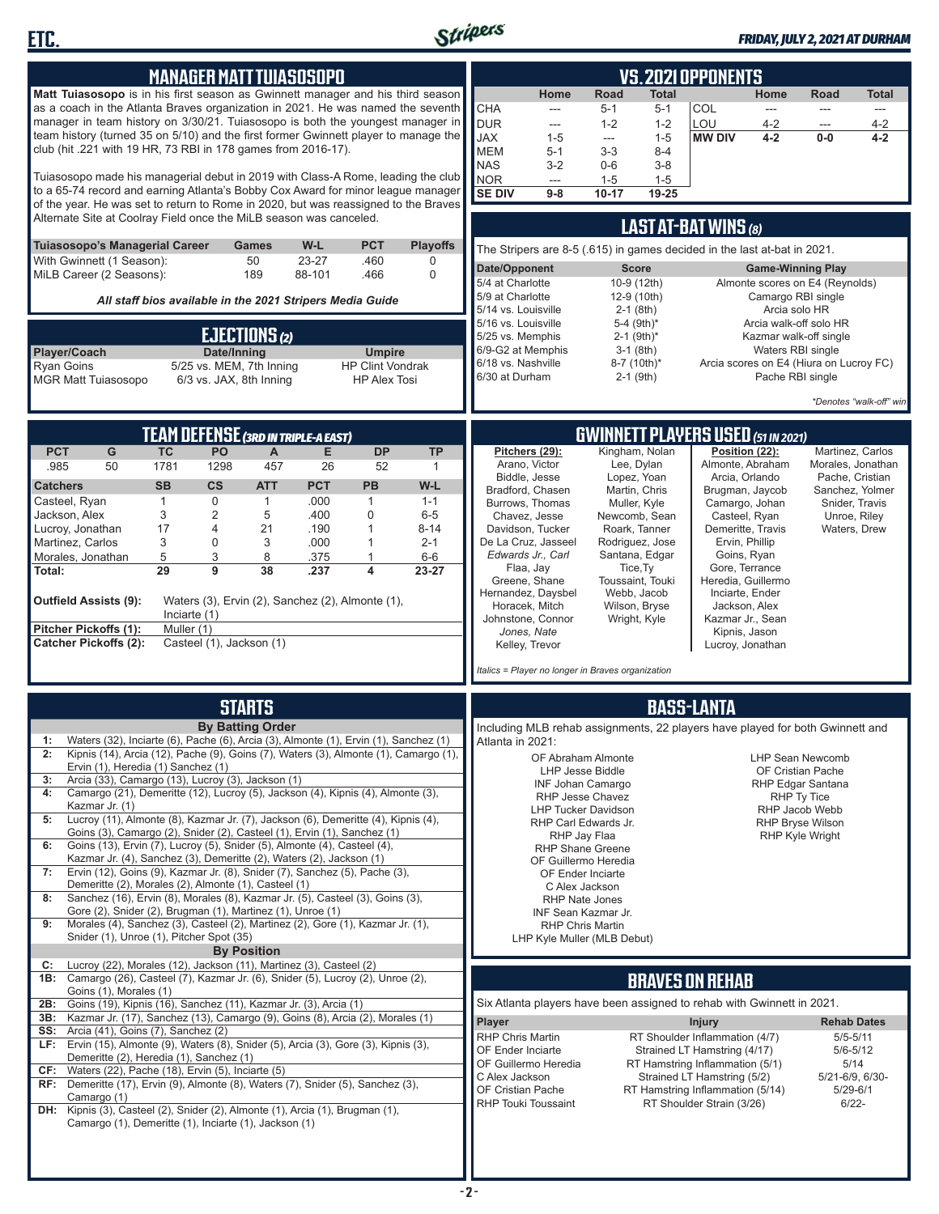## MANAGER MATT TUIASOSOPO

**Matt Tuiasosopo** is in his first season as Gwinnett manager and his third season as a coach in the Atlanta Braves organization in 2021. He was named the seventh manager in team history on 3/30/21. Tuiasosopo is both the youngest manager in team history (turned 35 on 5/10) and the first former Gwinnett player to manage the club (hit .221 with 19 HR, 73 RBI in 178 games from 2016-17).

Tuiasosopo made his managerial debut in 2019 with Class-A Rome, leading the club to a 65-74 record and earning Atlanta's Bobby Cox Award for minor league manager of the year. He was set to return to Rome in 2020, but was reassigned to the Braves Alternate Site at Coolray Field once the MiLB season was canceled.

| Tuiasosopo's Managerial Career | Games | W-L | PCT | Playoffs |
|---|---|---|---|---|
| With Gwinnett (1 Season): | 50 | 23-27 | .460 | 0 |
| MiLB Career (2 Seasons): | 189 | 88-101 | .466 | 0 |

*All staff bios available in the 2021 Stripers Media Guide*

## EJECTIONS (2)

| Player/Coach | Date/Inning | Umpire |
|---|---|---|
| Ryan Goins | 5/25 vs. MEM, 7th Inning | HP Clint Vondrak |
| MGR Matt Tuiasosopo | 6/3 vs. JAX, 8th Inning | HP Alex Tosi |

## VS. 2021 OPPONENTS

| | Home | Road | Total | | Home | Road | Total |
|---|---|---|---|---|---|---|---|
| CHA | --- | 5-1 | 5-1 | COL | --- | --- | --- |
| DUR | --- | 1-2 | 1-2 | LOU | 4-2 | --- | 4-2 |
| JAX | 1-5 | --- | 1-5 | **MW DIV** | **4-2** | **0-0** | **4-2** |
| MEM | 5-1 | 3-3 | 8-4 | | | | |
| NAS | 3-2 | 0-6 | 3-8 | | | | |
| NOR | --- | 1-5 | 1-5 | | | | |
| **SE DIV** | **9-8** | **10-17** | **19-25** | | | | |

## LAST AT-BAT WINS (8)

The Stripers are 8-5 (.615) in games decided in the last at-bat in 2021.

| Date/Opponent | Score | Game-Winning Play |
|---|---|---|
| 5/4 at Charlotte | 10-9 (12th) | Almonte scores on E4 (Reynolds) |
| 5/9 at Charlotte | 12-9 (10th) | Camargo RBI single |
| 5/14 vs. Louisville | 2-1 (8th) | Arcia solo HR |
| 5/16 vs. Louisville | 5-4 (9th)* | Arcia walk-off solo HR |
| 5/25 vs. Memphis | 2-1 (9th)* | Kazmar walk-off single |
| 6/9-G2 at Memphis | 3-1 (8th) | Waters RBI single |
| 6/18 vs. Nashville | 8-7 (10th)* | Arcia scores on E4 (Hiura on Lucroy FC) |
| 6/30 at Durham | 2-1 (9th) | Pache RBI single |

*Denotes "walk-off" win

## TEAM DEFENSE (3RD IN TRIPLE-A EAST)

| PCT | G | TC | PO | A | E | DP | TP |
|---|---|---|---|---|---|---|---|
| .985 | 50 | 1781 | 1298 | 457 | 26 | 52 | 1 |

| Catchers | SB | CS | ATT | PCT | PB | W-L |
|---|---|---|---|---|---|---|
| Casteel, Ryan | 1 | 0 | 1 | .000 | 1 | 1-1 |
| Jackson, Alex | 3 | 2 | 5 | .400 | 0 | 6-5 |
| Lucroy, Jonathan | 17 | 4 | 21 | .190 | 1 | 8-14 |
| Martinez, Carlos | 3 | 0 | 3 | .000 | 1 | 2-1 |
| Morales, Jonathan | 5 | 3 | 8 | .375 | 1 | 6-6 |
| **Total:** | **29** | **9** | **38** | **.237** | **4** | **23-27** |

**Outfield Assists (9):** Waters (3), Ervin (2), Sanchez (2), Almonte (1), Inciarte (1)

**Pitcher Pickoffs (1):** Muller (1)

**Catcher Pickoffs (2):** Casteel (1), Jackson (1)

## GWINNETT PLAYERS USED (51 IN 2021)

**Pitchers (29):** Arano, Victor; Biddle, Jesse; Bradford, Chasen; Burrows, Thomas; Chavez, Jesse; Davidson, Tucker; De La Cruz, Jasseel; *Edwards Jr., Carl*; Flaa, Jay; Greene, Shane; Hernandez, Daysbel; Horacek, Mitch; Johnstone, Connor; *Jones, Nate*; Kelley, Trevor; Kingham, Nolan; Lee, Dylan; Lopez, Yoan; Martin, Chris; Muller, Kyle; Newcomb, Sean; Roark, Tanner; Rodriguez, Jose; Santana, Edgar; Tice, Ty; Toussaint, Touki; Webb, Jacob; Wilson, Bryse; Wright, Kyle

**Position (22):** Almonte, Abraham; Arcia, Orlando; Brugman, Jaycob; Camargo, Johan; Casteel, Ryan; Demeritte, Travis; Ervin, Phillip; Goins, Ryan; Gore, Terrance; Heredia, Guillermo; Inciarte, Ender; Jackson, Alex; Kazmar Jr., Sean; Kipnis, Jason; Lucroy, Jonathan; Martinez, Carlos; Morales, Jonathan; Pache, Cristian; Sanchez, Yolmer; Snider, Travis; Unroe, Riley; Waters, Drew

*Italics = Player no longer in Braves organization*

## STARTS

**By Batting Order**

- **1:** Waters (32), Inciarte (6), Pache (6), Arcia (3), Almonte (1), Ervin (1), Sanchez (1)
- **2:** Kipnis (14), Arcia (12), Pache (9), Goins (7), Waters (3), Almonte (1), Camargo (1), Ervin (1), Heredia (1) Sanchez (1)
- **3:** Arcia (33), Camargo (13), Lucroy (3), Jackson (1)
- **4:** Camargo (21), Demeritte (12), Lucroy (5), Jackson (4), Kipnis (4), Almonte (3), Kazmar Jr. (1)
- **5:** Lucroy (11), Almonte (8), Kazmar Jr. (7), Jackson (6), Demeritte (4), Kipnis (4), Goins (3), Camargo (2), Snider (2), Casteel (1), Ervin (1), Sanchez (1)
- **6:** Goins (13), Ervin (7), Lucroy (5), Snider (5), Almonte (4), Casteel (4), Kazmar Jr. (4), Sanchez (3), Demeritte (2), Waters (2), Jackson (1)
- **7:** Ervin (12), Goins (9), Kazmar Jr. (8), Snider (7), Sanchez (5), Pache (3), Demeritte (2), Morales (2), Almonte (1), Casteel (1)
- **8:** Sanchez (16), Ervin (8), Morales (8), Kazmar Jr. (5), Casteel (3), Goins (3), Gore (2), Snider (2), Brugman (1), Martinez (1), Unroe (1)
- **9:** Morales (4), Sanchez (3), Casteel (2), Martinez (2), Gore (1), Kazmar Jr. (1), Snider (1), Unroe (1), Pitcher Spot (35)

**By Position**

- **C:** Lucroy (22), Morales (12), Jackson (11), Martinez (3), Casteel (2)
- **1B:** Camargo (26), Casteel (7), Kazmar Jr. (6), Snider (5), Lucroy (2), Unroe (2), Goins (1), Morales (1)
- **2B:** Goins (19), Kipnis (16), Sanchez (11), Kazmar Jr. (3), Arcia (1)
- **3B:** Kazmar Jr. (17), Sanchez (13), Camargo (9), Goins (8), Arcia (2), Morales (1)
- **SS:** Arcia (41), Goins (7), Sanchez (2)
- **LF:** Ervin (15), Almonte (9), Waters (8), Snider (5), Arcia (3), Gore (3), Kipnis (3), Demeritte (2), Heredia (1), Sanchez (1)
- **CF:** Waters (22), Pache (18), Ervin (5), Inciarte (5)
- **RF:** Demeritte (17), Ervin (9), Almonte (8), Waters (7), Snider (5), Sanchez (3), Camargo (1)
- **DH:** Kipnis (3), Casteel (2), Snider (2), Almonte (1), Arcia (1), Brugman (1), Camargo (1), Demeritte (1), Inciarte (1), Jackson (1)

## BASS-LANTA

Including MLB rehab assignments, 22 players have played for both Gwinnett and Atlanta in 2021:

- OF Abraham Almonte
- LHP Jesse Biddle
- INF Johan Camargo
- RHP Jesse Chavez
- LHP Tucker Davidson
- RHP Carl Edwards Jr.
- RHP Jay Flaa
- RHP Shane Greene
- OF Guillermo Heredia
- OF Ender Inciarte
- C Alex Jackson
- RHP Nate Jones
- INF Sean Kazmar Jr.
- RHP Chris Martin
- LHP Kyle Muller (MLB Debut)
- LHP Sean Newcomb
- OF Cristian Pache
- RHP Edgar Santana
- RHP Ty Tice
- RHP Jacob Webb
- RHP Bryse Wilson
- RHP Kyle Wright

## BRAVES ON REHAB

Six Atlanta players have been assigned to rehab with Gwinnett in 2021.

| Player | Injury | Rehab Dates |
|---|---|---|
| RHP Chris Martin | RT Shoulder Inflammation (4/7) | 5/5-5/11 |
| OF Ender Inciarte | Strained LT Hamstring (4/17) | 5/6-5/12 |
| OF Guillermo Heredia | RT Hamstring Inflammation (5/1) | 5/14 |
| C Alex Jackson | Strained LT Hamstring (5/2) | 5/21-6/9, 6/30- |
| OF Cristian Pache | RT Hamstring Inflammation (5/14) | 5/29-6/1 |
| RHP Touki Toussaint | RT Shoulder Strain (3/26) | 6/22- |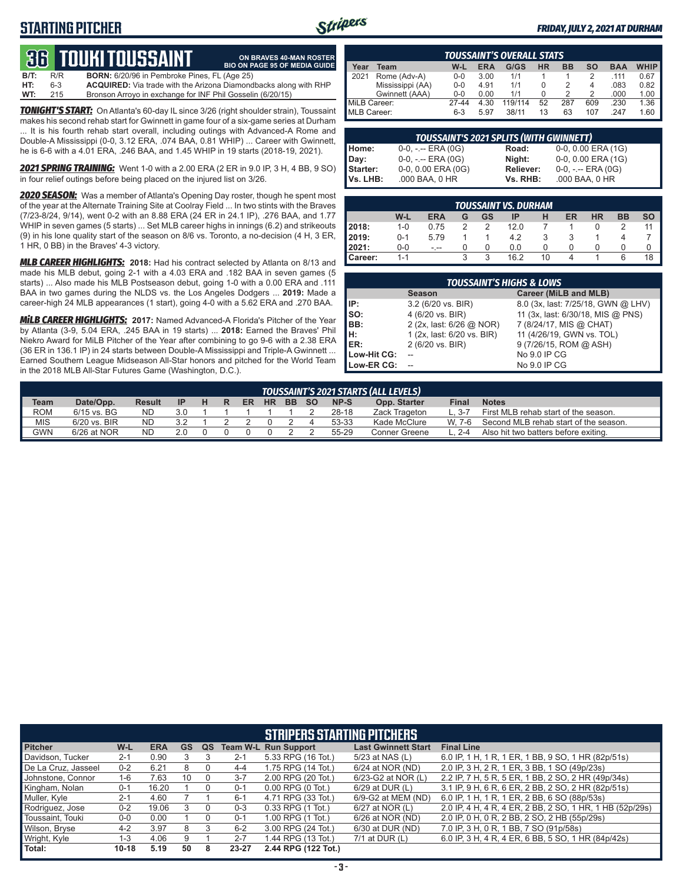## STARTING PITCHER

**FRIDAY, JULY 2, 2021 AT DURHAM**

# 36 TOUKI TOUSSAINT

**ON BRAVES 40-MAN ROSTER**
**BIO ON PAGE 95 OF MEDIA GUIDE**

**B/T:** R/R **BORN:** 6/20/96 in Pembroke Pines, FL (Age 25)
**HT:** 6-3 **ACQUIRED:** Via trade with the Arizona Diamondbacks along with RHP
**WT:** 215 Bronson Arroyo in exchange for INF Phil Gosselin (6/20/15)

***TONIGHT'S START:*** On Atlanta's 60-day IL since 3/26 (right shoulder strain), Toussaint makes his second rehab start for Gwinnett in game four of a six-game series at Durham ... It is his fourth rehab start overall, including outings with Advanced-A Rome and Double-A Mississippi (0-0, 3.12 ERA, .074 BAA, 0.81 WHIP) ... Career with Gwinnett, he is 6-6 with a 4.01 ERA, .246 BAA, and 1.45 WHIP in 19 starts (2018-19, 2021).

***2021 SPRING TRAINING:*** Went 1-0 with a 2.00 ERA (2 ER in 9.0 IP, 3 H, 4 BB, 9 SO) in four relief outings before being placed on the injured list on 3/26.

***2020 SEASON:*** Was a member of Atlanta's Opening Day roster, though he spent most of the year at the Alternate Training Site at Coolray Field ... In two stints with the Braves (7/23-8/24, 9/14), went 0-2 with an 8.88 ERA (24 ER in 24.1 IP), .276 BAA, and 1.77 WHIP in seven games (5 starts) ... Set MLB career highs in innings (6.2) and strikeouts (9) in his lone quality start of the season on 8/6 vs. Toronto, a no-decision (4 H, 3 ER, 1 HR, 0 BB) in the Braves' 4-3 victory.

***MLB CAREER HIGHLIGHTS:*** **2018:** Had his contract selected by Atlanta on 8/13 and made his MLB debut, going 2-1 with a 4.03 ERA and .182 BAA in seven games (5 starts) ... Also made his MLB Postseason debut, going 1-0 with a 0.00 ERA and .111 BAA in two games during the NLDS vs. the Los Angeles Dodgers ... **2019:** Made a career-high 24 MLB appearances (1 start), going 4-0 with a 5.62 ERA and .270 BAA.

***MiLB CAREER HIGHLIGHTS:*** **2017:** Named Advanced-A Florida's Pitcher of the Year by Atlanta (3-9, 5.04 ERA, .245 BAA in 19 starts) ... **2018:** Earned the Braves' Phil Niekro Award for MiLB Pitcher of the Year after combining to go 9-6 with a 2.38 ERA (36 ER in 136.1 IP) in 24 starts between Double-A Mississippi and Triple-A Gwinnett ... Earned Southern League Midseason All-Star honors and pitched for the World Team in the 2018 MLB All-Star Futures Game (Washington, D.C.).

### TOUSSAINT'S OVERALL STATS

| Year | Team | W-L | ERA | G/GS | HR | BB | SO | BAA | WHIP |
|---|---|---|---|---|---|---|---|---|---|
| 2021 | Rome (Adv-A) | 0-0 | 3.00 | 1/1 | 1 | 1 | 2 | .111 | 0.67 |
| | Mississippi (AA) | 0-0 | 4.91 | 1/1 | 0 | 2 | 4 | .083 | 0.82 |
| | Gwinnett (AAA) | 0-0 | 0.00 | 1/1 | 0 | 2 | 2 | .000 | 1.00 |
| MiLB Career: | | 27-44 | 4.30 | 119/114 | 52 | 287 | 609 | .230 | 1.36 |
| MLB Career: | | 6-3 | 5.97 | 38/11 | 13 | 63 | 107 | .247 | 1.60 |

### TOUSSAINT'S 2021 SPLITS (WITH GWINNETT)

| | | | |
|---|---|---|---|
| Home: | 0-0, -.-- ERA (0G) | Road: | 0-0, 0.00 ERA (1G) |
| Day: | 0-0, -.-- ERA (0G) | Night: | 0-0, 0.00 ERA (1G) |
| Starter: | 0-0, 0.00 ERA (0G) | Reliever: | 0-0, -.-- ERA (0G) |
| Vs. LHB: | .000 BAA, 0 HR | Vs. RHB: | .000 BAA, 0 HR |

### TOUSSAINT VS. DURHAM

| | W-L | ERA | G | GS | IP | H | ER | HR | BB | SO |
|---|---|---|---|---|---|---|---|---|---|---|
| 2018: | 1-0 | 0.75 | 2 | 2 | 12.0 | 7 | 1 | 0 | 2 | 11 |
| 2019: | 0-1 | 5.79 | 1 | 1 | 4.2 | 3 | 3 | 1 | 4 | 7 |
| 2021: | 0-0 | -.-- | 0 | 0 | 0.0 | 0 | 0 | 0 | 0 | 0 |
| Career: | 1-1 | | 3 | 3 | 16.2 | 10 | 4 | 1 | 6 | 18 |

### TOUSSAINT'S HIGHS & LOWS

| | Season | Career (MiLB and MLB) |
|---|---|---|
| IP: | 3.2 (6/20 vs. BIR) | 8.0 (3x, last: 7/25/18, GWN @ LHV) |
| SO: | 4 (6/20 vs. BIR) | 11 (3x, last: 6/30/18, MIS @ PNS) |
| BB: | 2 (2x, last: 6/26 @ NOR) | 7 (8/24/17, MIS @ CHAT) |
| H: | 1 (2x, last: 6/20 vs. BIR) | 11 (4/26/19, GWN vs. TOL) |
| ER: | 2 (6/20 vs. BIR) | 9 (7/26/15, ROM @ ASH) |
| Low-Hit CG: | -- | No 9.0 IP CG |
| Low-ER CG: | -- | No 9.0 IP CG |

### TOUSSAINT'S 2021 STARTS (ALL LEVELS)

| Team | Date/Opp. | Result | IP | H | R | ER | HR | BB | SO | NP-S | Opp. Starter | Final | Notes |
|---|---|---|---|---|---|---|---|---|---|---|---|---|---|
| ROM | 6/15 vs. BG | ND | 3.0 | 1 | 1 | 1 | 1 | 1 | 2 | 28-18 | Zack Trageton | L, 3-7 | First MLB rehab start of the season. |
| MIS | 6/20 vs. BIR | ND | 3.2 | 1 | 2 | 2 | 0 | 2 | 4 | 53-33 | Kade McClure | W, 7-6 | Second MLB rehab start of the season. |
| GWN | 6/26 at NOR | ND | 2.0 | 0 | 0 | 0 | 0 | 2 | 2 | 55-29 | Conner Greene | L, 2-4 | Also hit two batters before exiting. |

### STRIPERS STARTING PITCHERS

| Pitcher | W-L | ERA | GS | QS | Team W-L | Run Support | Last Gwinnett Start | Final Line |
|---|---|---|---|---|---|---|---|---|
| Davidson, Tucker | 2-1 | 0.90 | 3 | 3 | 2-1 | 5.33 RPG (16 Tot.) | 5/23 at NAS (L) | 6.0 IP, 1 H, 1 R, 1 ER, 1 BB, 9 SO, 1 HR (82p/51s) |
| De La Cruz, Jasseel | 0-2 | 6.21 | 8 | 0 | 4-4 | 1.75 RPG (14 Tot.) | 6/24 at NOR (ND) | 2.0 IP, 3 H, 2 R, 1 ER, 3 BB, 1 SO (49p/23s) |
| Johnstone, Connor | 1-6 | 7.63 | 10 | 0 | 3-7 | 2.00 RPG (20 Tot.) | 6/23-G2 at NOR (L) | 2.2 IP, 7 H, 5 R, 5 ER, 1 BB, 2 SO, 2 HR (49p/34s) |
| Kingham, Nolan | 0-1 | 16.20 | 1 | 0 | 0-1 | 0.00 RPG (0 Tot.) | 6/29 at DUR (L) | 3.1 IP, 9 H, 6 R, 6 ER, 2 BB, 2 SO, 2 HR (82p/51s) |
| Muller, Kyle | 2-1 | 4.60 | 7 | 1 | 6-1 | 4.71 RPG (33 Tot.) | 6/9-G2 at MEM (ND) | 6.0 IP, 1 H, 1 R, 1 ER, 2 BB, 6 SO (88p/53s) |
| Rodriguez, Jose | 0-2 | 19.06 | 3 | 0 | 0-3 | 0.33 RPG (1 Tot.) | 6/27 at NOR (L) | 2.0 IP, 4 H, 4 R, 4 ER, 2 BB, 2 SO, 1 HR, 1 HB (52p/29s) |
| Toussaint, Touki | 0-0 | 0.00 | 1 | 0 | 0-1 | 1.00 RPG (1 Tot.) | 6/26 at NOR (ND) | 2.0 IP, 0 H, 0 R, 2 BB, 2 SO, 2 HB (55p/29s) |
| Wilson, Bryse | 4-2 | 3.97 | 8 | 3 | 6-2 | 3.00 RPG (24 Tot.) | 6/30 at DUR (ND) | 7.0 IP, 3 H, 0 R, 1 BB, 7 SO (91p/58s) |
| Wright, Kyle | 1-3 | 4.06 | 9 | 1 | 2-7 | 1.44 RPG (13 Tot.) | 7/1 at DUR (L) | 6.0 IP, 3 H, 4 R, 4 ER, 6 BB, 5 SO, 1 HR (84p/42s) |
| Total: | 10-18 | 5.19 | 50 | 8 | 23-27 | 2.44 RPG (122 Tot.) | | |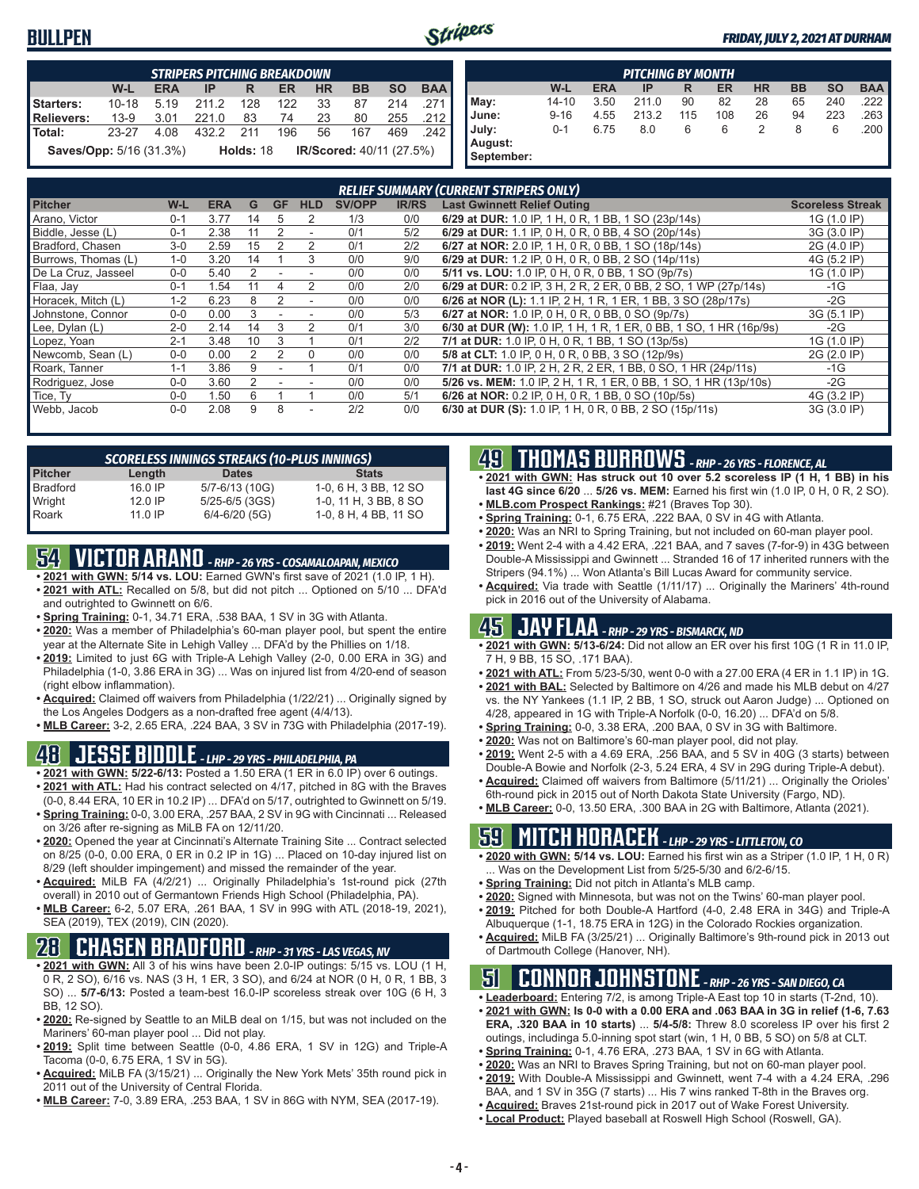# BULLPEN

*FRIDAY, JULY 2, 2021 AT DURHAM*

| STRIPERS PITCHING BREAKDOWN | | | | | | | | | |
|---|---|---|---|---|---|---|---|---|---|
| | W-L | ERA | IP | R | ER | HR | BB | SO | BAA |
| Starters: | 10-18 | 5.19 | 211.2 | 128 | 122 | 33 | 87 | 214 | .271 |
| Relievers: | 13-9 | 3.01 | 221.0 | 83 | 74 | 23 | 80 | 255 | .212 |
| Total: | 23-27 | 4.08 | 432.2 | 211 | 196 | 56 | 167 | 469 | .242 |

**Saves/Opp:** 5/16 (31.3%) **Holds:** 18 **IR/Scored:** 40/11 (27.5%)

| PITCHING BY MONTH | | | | | | | | | |
|---|---|---|---|---|---|---|---|---|---|
| | W-L | ERA | IP | R | ER | HR | BB | SO | BAA |
| May: | 14-10 | 3.50 | 211.0 | 90 | 82 | 28 | 65 | 240 | .222 |
| June: | 9-16 | 4.55 | 213.2 | 115 | 108 | 26 | 94 | 223 | .263 |
| July: | 0-1 | 6.75 | 8.0 | 6 | 6 | 2 | 8 | 6 | .200 |
| August: | | | | | | | | | |
| September: | | | | | | | | | |

| RELIEF SUMMARY (CURRENT STRIPERS ONLY) | | | | | | | | | |
|---|---|---|---|---|---|---|---|---|---|
| Pitcher | W-L | ERA | G | GF | HLD | SV/OPP | IR/RS | Last Gwinnett Relief Outing | Scoreless Streak |
| Arano, Victor | 0-1 | 3.77 | 14 | 5 | 2 | 1/3 | 0/0 | 6/29 at DUR: 1.0 IP, 1 H, 0 R, 1 BB, 1 SO (23p/14s) | 1G (1.0 IP) |
| Biddle, Jesse (L) | 0-1 | 2.38 | 11 | 2 | - | 0/1 | 5/2 | 6/29 at DUR: 1.1 IP, 0 H, 0 R, 0 BB, 4 SO (20p/14s) | 3G (3.0 IP) |
| Bradford, Chasen | 3-0 | 2.59 | 15 | 2 | 2 | 0/1 | 2/2 | 6/27 at NOR: 2.0 IP, 1 H, 0 R, 0 BB, 1 SO (18p/14s) | 2G (4.0 IP) |
| Burrows, Thomas (L) | 1-0 | 3.20 | 14 | 1 | 3 | 0/0 | 9/0 | 6/29 at DUR: 1.2 IP, 0 H, 0 R, 0 BB, 2 SO (14p/11s) | 4G (5.2 IP) |
| De La Cruz, Jasseel | 0-0 | 5.40 | 2 | - | - | 0/0 | 0/0 | 5/11 vs. LOU: 1.0 IP, 0 H, 0 R, 0 BB, 1 SO (9p/7s) | 1G (1.0 IP) |
| Flaa, Jay | 0-1 | 1.54 | 11 | 4 | 2 | 0/0 | 2/0 | 6/29 at DUR: 0.2 IP, 3 H, 2 R, 2 ER, 0 BB, 2 SO, 1 WP (27p/14s) | -1G |
| Horacek, Mitch (L) | 1-2 | 6.23 | 8 | 2 | - | 0/0 | 0/0 | 6/26 at NOR (L): 1.1 IP, 2 H, 1 R, 1 ER, 1 BB, 3 SO (28p/17s) | -2G |
| Johnstone, Connor | 0-0 | 0.00 | 3 | - | - | 0/0 | 5/3 | 6/27 at NOR: 1.0 IP, 0 H, 0 R, 0 BB, 0 SO (9p/7s) | 3G (5.1 IP) |
| Lee, Dylan (L) | 2-0 | 2.14 | 14 | 3 | 2 | 0/1 | 3/0 | 6/30 at DUR (W): 1.0 IP, 1 H, 1 R, 1 ER, 0 BB, 1 SO, 1 HR (16p/9s) | -2G |
| Lopez, Yoan | 2-1 | 3.48 | 10 | 3 | 1 | 0/1 | 2/2 | 7/1 at DUR: 1.0 IP, 0 H, 0 R, 1 BB, 1 SO (13p/5s) | 1G (1.0 IP) |
| Newcomb, Sean (L) | 0-0 | 0.00 | 2 | 2 | 0 | 0/0 | 0/0 | 5/8 at CLT: 1.0 IP, 0 H, 0 R, 0 BB, 3 SO (12p/9s) | 2G (2.0 IP) |
| Roark, Tanner | 1-1 | 3.86 | 9 | - | 1 | 0/1 | 0/0 | 7/1 at DUR: 1.0 IP, 2 H, 2 R, 2 ER, 1 BB, 0 SO, 1 HR (24p/11s) | -1G |
| Rodriguez, Jose | 0-0 | 3.60 | 2 | - | - | 0/0 | 0/0 | 5/26 vs. MEM: 1.0 IP, 2 H, 1 R, 1 ER, 0 BB, 1 SO, 1 HR (13p/10s) | -2G |
| Tice, Ty | 0-0 | 1.50 | 6 | 1 | 1 | 0/0 | 5/1 | 6/26 at NOR: 0.2 IP, 0 H, 0 R, 1 BB, 0 SO (10p/5s) | 4G (3.2 IP) |
| Webb, Jacob | 0-0 | 2.08 | 9 | 8 | - | 2/2 | 0/0 | 6/30 at DUR (S): 1.0 IP, 1 H, 0 R, 0 BB, 2 SO (15p/11s) | 3G (3.0 IP) |

| SCORELESS INNINGS STREAKS (10-PLUS INNINGS) | | | |
|---|---|---|---|
| Pitcher | Length | Dates | Stats |
| Bradford | 16.0 IP | 5/7-6/13 (10G) | 1-0, 6 H, 3 BB, 12 SO |
| Wright | 12.0 IP | 5/25-6/5 (3GS) | 1-0, 11 H, 3 BB, 8 SO |
| Roark | 11.0 IP | 6/4-6/20 (5G) | 1-0, 8 H, 4 BB, 11 SO |

## 54 VICTOR ARANO - RHP - 26 YRS - COSAMALOAPAN, MEXICO

- **2021 with GWN:** 5/14 vs. LOU: Earned GWN's first save of 2021 (1.0 IP, 1 H).
- **2021 with ATL:** Recalled on 5/8, but did not pitch ... Optioned on 5/10 ... DFA'd and outrighted to Gwinnett on 6/6.
- **Spring Training:** 0-1, 34.71 ERA, .538 BAA, 1 SV in 3G with Atlanta.
- **2020:** Was a member of Philadelphia's 60-man player pool, but spent the entire year at the Alternate Site in Lehigh Valley ... DFA'd by the Phillies on 1/18.
- **2019:** Limited to just 6G with Triple-A Lehigh Valley (2-0, 0.00 ERA in 3G) and Philadelphia (1-0, 3.86 ERA in 3G) ... Was on injured list from 4/20-end of season (right elbow inflammation).
- **Acquired:** Claimed off waivers from Philadelphia (1/22/21) ... Originally signed by the Los Angeles Dodgers as a non-drafted free agent (4/4/13).
- **MLB Career:** 3-2, 2.65 ERA, .224 BAA, 3 SV in 73G with Philadelphia (2017-19).

## 48 JESSE BIDDLE - LHP - 29 YRS - PHILADELPHIA, PA

- **2021 with GWN:** 5/22-6/13: Posted a 1.50 ERA (1 ER in 6.0 IP) over 6 outings.
- **2021 with ATL:** Had his contract selected on 4/17, pitched in 8G with the Braves (0-0, 8.44 ERA, 10 ER in 10.2 IP) ... DFA'd on 5/17, outrighted to Gwinnett on 5/19.
- **Spring Training:** 0-0, 3.00 ERA, .257 BAA, 2 SV in 9G with Cincinnati ... Released on 3/26 after re-signing as MiLB FA on 12/11/20.
- **2020:** Opened the year at Cincinnati's Alternate Training Site ... Contract selected on 8/25 (0-0, 0.00 ERA, 0 ER in 0.2 IP in 1G) ... Placed on 10-day injured list on 8/29 (left shoulder impingement) and missed the remainder of the year.
- **Acquired:** MiLB FA (4/2/21) ... Originally Philadelphia's 1st-round pick (27th overall) in 2010 out of Germantown Friends High School (Philadelphia, PA).
- **MLB Career:** 6-2, 5.07 ERA, .261 BAA, 1 SV in 99G with ATL (2018-19, 2021), SEA (2019), TEX (2019), CIN (2020).

## 28 CHASEN BRADFORD - RHP - 31 YRS - LAS VEGAS, NV

- **2021 with GWN:** All 3 of his wins have been 2.0-IP outings: 5/15 vs. LOU (1 H, 0 R, 2 SO), 6/16 vs. NAS (3 H, 1 ER, 3 SO), and 6/24 at NOR (0 H, 0 R, 1 BB, 3 SO) ... **5/7-6/13:** Posted a team-best 16.0-IP scoreless streak over 10G (6 H, 3 BB, 12 SO).
- **2020:** Re-signed by Seattle to an MiLB deal on 1/15, but was not included on the Mariners' 60-man player pool ... Did not play.
- **2019:** Split time between Seattle (0-0, 4.86 ERA, 1 SV in 12G) and Triple-A Tacoma (0-0, 6.75 ERA, 1 SV in 5G).
- **Acquired:** MiLB FA (3/15/21) ... Originally the New York Mets' 35th round pick in 2011 out of the University of Central Florida.
- **MLB Career:** 7-0, 3.89 ERA, .253 BAA, 1 SV in 86G with NYM, SEA (2017-19).

## 49 THOMAS BURROWS - RHP - 26 YRS - FLORENCE, AL

- **2021 with GWN: Has struck out 10 over 5.2 scoreless IP (1 H, 1 BB) in his last 4G since 6/20** ... **5/26 vs. MEM:** Earned his first win (1.0 IP, 0 H, 0 R, 2 SO).
- **MLB.com Prospect Rankings:** #21 (Braves Top 30).
- **Spring Training:** 0-1, 6.75 ERA, .222 BAA, 0 SV in 4G with Atlanta.
- **2020:** Was an NRI to Spring Training, but not included on 60-man player pool.
- **2019:** Went 2-4 with a 4.42 ERA, .221 BAA, and 7 saves (7-for-9) in 43G between Double-A Mississippi and Gwinnett ... Stranded 16 of 17 inherited runners with the Stripers (94.1%) ... Won Atlanta's Bill Lucas Award for community service.
- **Acquired:** Via trade with Seattle (1/11/17) ... Originally the Mariners' 4th-round pick in 2016 out of the University of Alabama.

## 45 JAY FLAA - RHP - 29 YRS - BISMARCK, ND

- **2021 with GWN: 5/13-6/24:** Did not allow an ER over his first 10G (1 R in 11.0 IP, 7 H, 9 BB, 15 SO, .171 BAA).
- **2021 with ATL:** From 5/23-5/30, went 0-0 with a 27.00 ERA (4 ER in 1.1 IP) in 1G.
- **2021 with BAL:** Selected by Baltimore on 4/26 and made his MLB debut on 4/27 vs. the NY Yankees (1.1 IP, 2 BB, 1 SO, struck out Aaron Judge) ... Optioned on 4/28, appeared in 1G with Triple-A Norfolk (0-0, 16.20) ... DFA'd on 5/8.
- **Spring Training:** 0-0, 3.38 ERA, .200 BAA, 0 SV in 3G with Baltimore.
- **2020:** Was not on Baltimore's 60-man player pool, did not play.
- **2019:** Went 2-5 with a 4.69 ERA, .256 BAA, and 5 SV in 40G (3 starts) between Double-A Bowie and Norfolk (2-3, 5.24 ERA, 4 SV in 29G during Triple-A debut).
- **Acquired:** Claimed off waivers from Baltimore (5/11/21) ... Originally the Orioles' 6th-round pick in 2015 out of North Dakota State University (Fargo, ND).
- **MLB Career:** 0-0, 13.50 ERA, .300 BAA in 2G with Baltimore, Atlanta (2021).

## 59 MITCH HORACEK - LHP - 29 YRS - LITTLETON, CO

- **2020 with GWN:** 5/14 vs. LOU: Earned his first win as a Striper (1.0 IP, 1 H, 0 R) ... Was on the Development List from 5/25-5/30 and 6/2-6/15.
- **Spring Training:** Did not pitch in Atlanta's MLB camp.
- **2020:** Signed with Minnesota, but was not on the Twins' 60-man player pool.
- **2019:** Pitched for both Double-A Hartford (4-0, 2.48 ERA in 34G) and Triple-A Albuquerque (1-1, 18.75 ERA in 12G) in the Colorado Rockies organization.
- **Acquired:** MiLB FA (3/25/21) ... Originally Baltimore's 9th-round pick in 2013 out of Dartmouth College (Hanover, NH).

## 51 CONNOR JOHNSTONE - RHP - 26 YRS - SAN DIEGO, CA

- **Leaderboard:** Entering 7/2, is among Triple-A East top 10 in starts (T-2nd, 10).
- **2021 with GWN: Is 0-0 with a 0.00 ERA and .063 BAA in 3G in relief (1-6, 7.63 ERA, .320 BAA in 10 starts)** ... **5/4-5/8:** Threw 8.0 scoreless IP over his first 2 outings, includinga 5.0-inning spot start (win, 1 H, 0 BB, 5 SO) on 5/8 at CLT.
- **Spring Training:** 0-1, 4.76 ERA, .273 BAA, 1 SV in 6G with Atlanta.
- **2020:** Was an NRI to Braves Spring Training, but not on 60-man player pool.
- **2019:** With Double-A Mississippi and Gwinnett, went 7-4 with a 4.24 ERA, .296 BAA, and 1 SV in 35G (7 starts) ... His 7 wins ranked T-8th in the Braves org.
- **Acquired:** Braves 21st-round pick in 2017 out of Wake Forest University.
- **Local Product:** Played baseball at Roswell High School (Roswell, GA).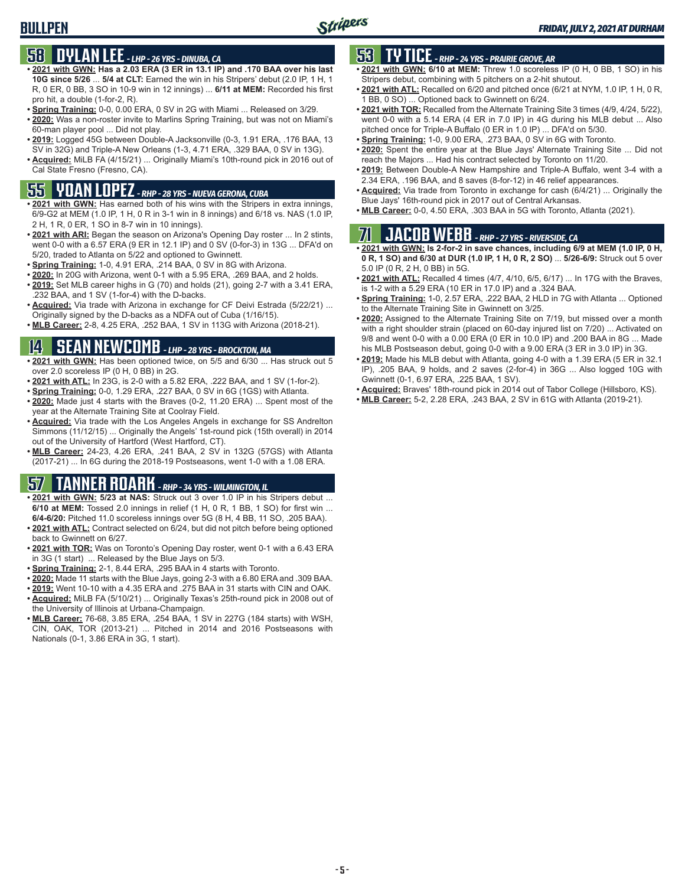# BULLPEN

## 58 DYLAN LEE - LHP - 26 YRS - DINUBA, CA

- **2021 with GWN: Has a 2.03 ERA (3 ER in 13.1 IP) and .170 BAA over his last 10G since 5/26** ... **5/4 at CLT:** Earned the win in his Stripers' debut (2.0 IP, 1 H, 1 R, 0 ER, 0 BB, 3 SO in 10-9 win in 12 innings) ... **6/11 at MEM:** Recorded his first pro hit, a double (1-for-2, R).
- **Spring Training:** 0-0, 0.00 ERA, 0 SV in 2G with Miami ... Released on 3/29.
- **2020:** Was a non-roster invite to Marlins Spring Training, but was not on Miami's 60-man player pool ... Did not play.
- **2019:** Logged 45G between Double-A Jacksonville (0-3, 1.91 ERA, .176 BAA, 13 SV in 32G) and Triple-A New Orleans (1-3, 4.71 ERA, .329 BAA, 0 SV in 13G).
- **Acquired:** MiLB FA (4/15/21) ... Originally Miami's 10th-round pick in 2016 out of Cal State Fresno (Fresno, CA).

## 55 YOAN LOPEZ - RHP - 28 YRS - NUEVA GERONA, CUBA

- **2021 with GWN:** Has earned both of his wins with the Stripers in extra innings, 6/9-G2 at MEM (1.0 IP, 1 H, 0 R in 3-1 win in 8 innings) and 6/18 vs. NAS (1.0 IP, 2 H, 1 R, 0 ER, 1 SO in 8-7 win in 10 innings).
- **2021 with ARI:** Began the season on Arizona's Opening Day roster ... In 2 stints, went 0-0 with a 6.57 ERA (9 ER in 12.1 IP) and 0 SV (0-for-3) in 13G ... DFA'd on 5/20, traded to Atlanta on 5/22 and optioned to Gwinnett.
- **Spring Training:** 1-0, 4.91 ERA, .214 BAA, 0 SV in 8G with Arizona.
- **2020:** In 20G with Arizona, went 0-1 with a 5.95 ERA, .269 BAA, and 2 holds.
- **2019:** Set MLB career highs in G (70) and holds (21), going 2-7 with a 3.41 ERA, .232 BAA, and 1 SV (1-for-4) with the D-backs.
- **Acquired:** Via trade with Arizona in exchange for CF Deivi Estrada (5/22/21) ... Originally signed by the D-backs as a NDFA out of Cuba (1/16/15).
- **MLB Career:** 2-8, 4.25 ERA, .252 BAA, 1 SV in 113G with Arizona (2018-21).

## 14 SEAN NEWCOMB - LHP - 28 YRS - BROCKTON, MA

- **2021 with GWN:** Has been optioned twice, on 5/5 and 6/30 ... Has struck out 5 over 2.0 scoreless IP (0 H, 0 BB) in 2G.
- **2021 with ATL:** In 23G, is 2-0 with a 5.82 ERA, .222 BAA, and 1 SV (1-for-2).
- **Spring Training:** 0-0, 1.29 ERA, .227 BAA, 0 SV in 6G (1GS) with Atlanta.
- **2020:** Made just 4 starts with the Braves (0-2, 11.20 ERA) ... Spent most of the year at the Alternate Training Site at Coolray Field.
- **Acquired:** Via trade with the Los Angeles Angels in exchange for SS Andrelton Simmons (11/12/15) ... Originally the Angels' 1st-round pick (15th overall) in 2014 out of the University of Hartford (West Hartford, CT).
- **MLB Career:** 24-23, 4.26 ERA, .241 BAA, 2 SV in 132G (57GS) with Atlanta (2017-21) ... In 6G during the 2018-19 Postseasons, went 1-0 with a 1.08 ERA.

## 57 TANNER ROARK - RHP - 34 YRS - WILMINGTON, IL

- **2021 with GWN:** 5/23 at NAS: Struck out 3 over 1.0 IP in his Stripers debut ... **6/10 at MEM:** Tossed 2.0 innings in relief (1 H, 0 R, 1 BB, 1 SO) for first win ... **6/4-6/20:** Pitched 11.0 scoreless innings over 5G (8 H, 4 BB, 11 SO, .205 BAA).
- **2021 with ATL:** Contract selected on 6/24, but did not pitch before being optioned back to Gwinnett on 6/27.
- **2021 with TOR:** Was on Toronto's Opening Day roster, went 0-1 with a 6.43 ERA in 3G (1 start) ... Released by the Blue Jays on 5/3.
- **Spring Training:** 2-1, 8.44 ERA, .295 BAA in 4 starts with Toronto.
- **2020:** Made 11 starts with the Blue Jays, going 2-3 with a 6.80 ERA and .309 BAA.
- **2019:** Went 10-10 with a 4.35 ERA and .275 BAA in 31 starts with CIN and OAK.
- **Acquired:** MiLB FA (5/10/21) ... Originally Texas's 25th-round pick in 2008 out of the University of Illinois at Urbana-Champaign.
- **MLB Career:** 76-68, 3.85 ERA, .254 BAA, 1 SV in 227G (184 starts) with WSH, CIN, OAK, TOR (2013-21) ... Pitched in 2014 and 2016 Postseasons with Nationals (0-1, 3.86 ERA in 3G, 1 start).

## 53 TY TICE - RHP - 24 YRS - PRAIRIE GROVE, AR

- **2021 with GWN:** **6/10 at MEM:** Threw 1.0 scoreless IP (0 H, 0 BB, 1 SO) in his Stripers debut, combining with 5 pitchers on a 2-hit shutout.
- **2021 with ATL:** Recalled on 6/20 and pitched once (6/21 at NYM, 1.0 IP, 1 H, 0 R, 1 BB, 0 SO) ... Optioned back to Gwinnett on 6/24.
- **2021 with TOR:** Recalled from the Alternate Training Site 3 times (4/9, 4/24, 5/22), went 0-0 with a 5.14 ERA (4 ER in 7.0 IP) in 4G during his MLB debut ... Also pitched once for Triple-A Buffalo (0 ER in 1.0 IP) ... DFA'd on 5/30.
- **Spring Training:** 1-0, 9.00 ERA, .273 BAA, 0 SV in 6G with Toronto.
- **2020:** Spent the entire year at the Blue Jays' Alternate Training Site ... Did not reach the Majors ... Had his contract selected by Toronto on 11/20.
- **2019:** Between Double-A New Hampshire and Triple-A Buffalo, went 3-4 with a 2.34 ERA, .196 BAA, and 8 saves (8-for-12) in 46 relief appearances.
- **Acquired:** Via trade from Toronto in exchange for cash (6/4/21) ... Originally the Blue Jays' 16th-round pick in 2017 out of Central Arkansas.
- **MLB Career:** 0-0, 4.50 ERA, .303 BAA in 5G with Toronto, Atlanta (2021).

## 71 JACOB WEBB - RHP - 27 YRS - RIVERSIDE, CA

- **2021 with GWN: Is 2-for-2 in save chances, including 6/9 at MEM (1.0 IP, 0 H, 0 R, 1 SO) and 6/30 at DUR (1.0 IP, 1 H, 0 R, 2 SO)** ... **5/26-6/9:** Struck out 5 over 5.0 IP (0 R, 2 H, 0 BB) in 5G.
- **2021 with ATL:** Recalled 4 times (4/7, 4/10, 6/5, 6/17) ... In 17G with the Braves, is 1-2 with a 5.29 ERA (10 ER in 17.0 IP) and a .324 BAA.
- **Spring Training:** 1-0, 2.57 ERA, .222 BAA, 2 HLD in 7G with Atlanta ... Optioned to the Alternate Training Site in Gwinnett on 3/25.
- **2020:** Assigned to the Alternate Training Site on 7/19, but missed over a month with a right shoulder strain (placed on 60-day injured list on 7/20) ... Activated on 9/8 and went 0-0 with a 0.00 ERA (0 ER in 10.0 IP) and .200 BAA in 8G ... Made his MLB Postseason debut, going 0-0 with a 9.00 ERA (3 ER in 3.0 IP) in 3G.
- **2019:** Made his MLB debut with Atlanta, going 4-0 with a 1.39 ERA (5 ER in 32.1 IP), .205 BAA, 9 holds, and 2 saves (2-for-4) in 36G ... Also logged 10G with Gwinnett (0-1, 6.97 ERA, .225 BAA, 1 SV).
- **Acquired:** Braves' 18th-round pick in 2014 out of Tabor College (Hillsboro, KS).
- **MLB Career:** 5-2, 2.28 ERA, .243 BAA, 2 SV in 61G with Atlanta (2019-21).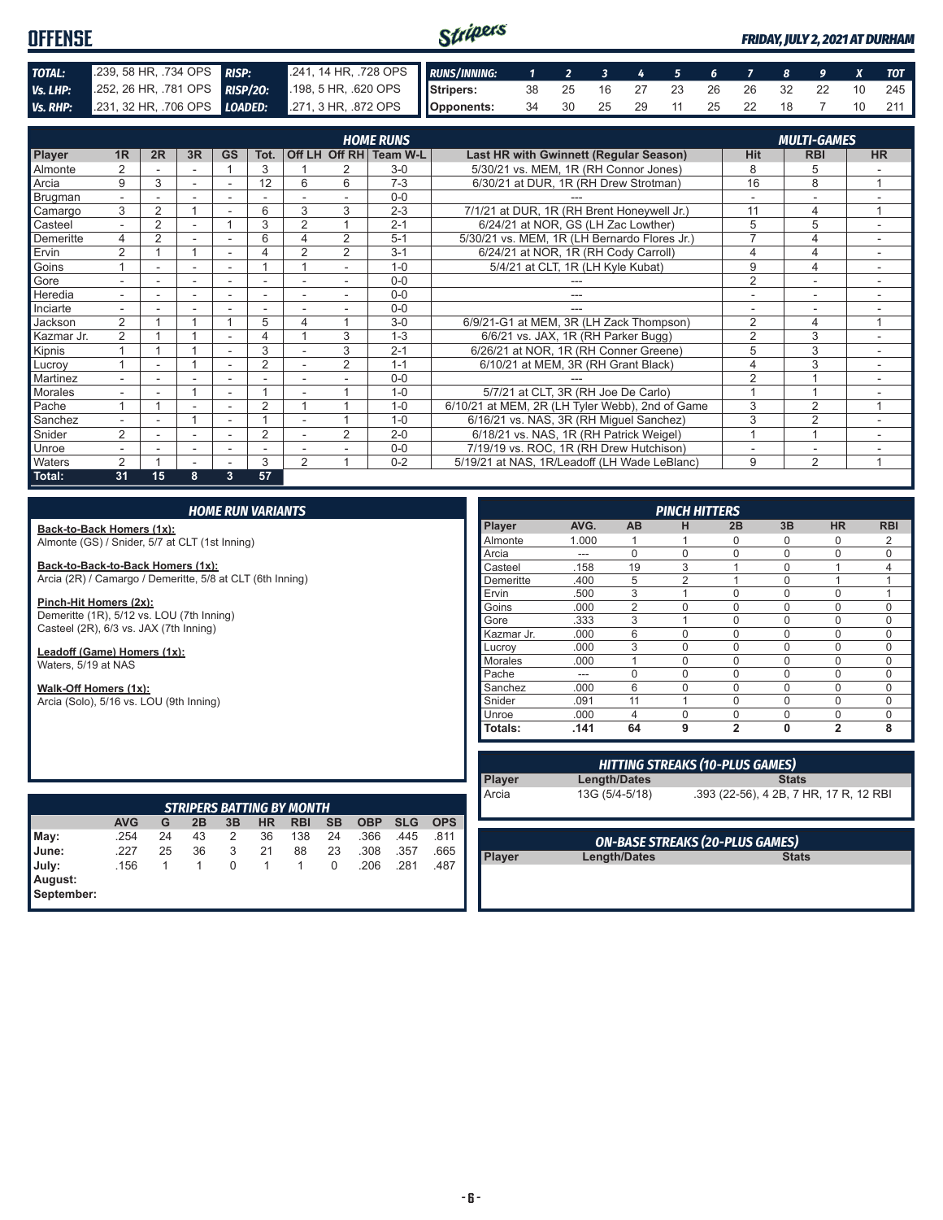# OFFENSE

*FRIDAY, JULY 2, 2021 AT DURHAM*

| | | | |
|---|---|---|---|
| **TOTAL:** | .239, 58 HR, .734 OPS | **RISP:** | .241, 14 HR, .728 OPS |
| **Vs. LHP:** | .252, 26 HR, .781 OPS | **RISP/2O:** | .198, 5 HR, .620 OPS |
| **Vs. RHP:** | .231, 32 HR, .706 OPS | **LOADED:** | .271, 3 HR, .872 OPS |

| RUNS/INNING: | 1 | 2 | 3 | 4 | 5 | 6 | 7 | 8 | 9 | X | TOT |
|---|---|---|---|---|---|---|---|---|---|---|---|
| Stripers: | 38 | 25 | 16 | 27 | 23 | 26 | 26 | 32 | 22 | 10 | 245 |
| Opponents: | 34 | 30 | 25 | 29 | 11 | 25 | 22 | 18 | 7 | 10 | 211 |

## HOME RUNS / MULTI-GAMES

| Player | 1R | 2R | 3R | GS | Tot. | Off LH | Off RH | Team W-L | Last HR with Gwinnett (Regular Season) | Hit | RBI | HR |
|---|---|---|---|---|---|---|---|---|---|---|---|---|
| Almonte | 2 | - | - | 1 | 3 | 1 | 2 | 3-0 | 5/30/21 vs. MEM, 1R (RH Connor Jones) | 8 | 5 | - |
| Arcia | 9 | 3 | - | - | 12 | 6 | 6 | 7-3 | 6/30/21 at DUR, 1R (RH Drew Strotman) | 16 | 8 | 1 |
| Brugman | - | - | - | - | - | - | - | 0-0 | --- | - | - | - |
| Camargo | 3 | 2 | 1 | - | 6 | 3 | 3 | 2-3 | 7/1/21 at DUR, 1R (RH Brent Honeywell Jr.) | 11 | 4 | 1 |
| Casteel | - | 2 | - | 1 | 3 | 2 | 1 | 2-1 | 6/24/21 at NOR, GS (LH Zac Lowther) | 5 | 5 | - |
| Demeritte | 4 | 2 | - | - | 6 | 4 | 2 | 5-1 | 5/30/21 vs. MEM, 1R (LH Bernardo Flores Jr.) | 7 | 4 | - |
| Ervin | 2 | 1 | 1 | - | 4 | 2 | 2 | 3-1 | 6/24/21 at NOR, 1R (RH Cody Carroll) | 4 | 4 | - |
| Goins | 1 | - | - | - | 1 | 1 | - | 1-0 | 5/4/21 at CLT, 1R (LH Kyle Kubat) | 9 | 4 | - |
| Gore | - | - | - | - | - | - | - | 0-0 | --- | 2 | - | - |
| Heredia | - | - | - | - | - | - | - | 0-0 | --- | - | - | - |
| Inciarte | - | - | - | - | - | - | - | 0-0 | --- | - | - | - |
| Jackson | 2 | 1 | 1 | 1 | 5 | 4 | 1 | 3-0 | 6/9/21-G1 at MEM, 3R (LH Zack Thompson) | 2 | 4 | 1 |
| Kazmar Jr. | 2 | 1 | 1 | - | 4 | 1 | 3 | 1-3 | 6/6/21 vs. JAX, 1R (RH Parker Bugg) | 2 | 3 | - |
| Kipnis | 1 | 1 | 1 | - | 3 | - | 3 | 2-1 | 6/26/21 at NOR, 1R (RH Conner Greene) | 5 | 3 | - |
| Lucroy | 1 | - | 1 | - | 2 | - | 2 | 1-1 | 6/10/21 at MEM, 3R (RH Grant Black) | 4 | 3 | - |
| Martinez | - | - | - | - | - | - | - | 0-0 | --- | 2 | 1 | - |
| Morales | - | - | 1 | - | 1 | - | 1 | 1-0 | 5/7/21 at CLT, 3R (RH Joe De Carlo) | 1 | 1 | - |
| Pache | 1 | 1 | - | - | 2 | 1 | 1 | 1-0 | 6/10/21 at MEM, 2R (LH Tyler Webb), 2nd of Game | 3 | 2 | 1 |
| Sanchez | - | - | 1 | - | 1 | - | 1 | 1-0 | 6/16/21 vs. NAS, 3R (RH Miguel Sanchez) | 3 | 2 | - |
| Snider | 2 | - | - | - | 2 | - | 2 | 2-0 | 6/18/21 vs. NAS, 1R (RH Patrick Weigel) | 1 | 1 | - |
| Unroe | - | - | - | - | - | - | - | 0-0 | 7/19/19 vs. ROC, 1R (RH Drew Hutchison) | - | - | - |
| Waters | 2 | 1 | - | - | 3 | 2 | 1 | 0-2 | 5/19/21 at NAS, 1R/Leadoff (LH Wade LeBlanc) | 9 | 2 | 1 |
| **Total:** | **31** | **15** | **8** | **3** | **57** | | | | | | | |

## HOME RUN VARIANTS

**Back-to-Back Homers (1x):**
Almonte (GS) / Snider, 5/7 at CLT (1st Inning)

**Back-to-Back-to-Back Homers (1x):**
Arcia (2R) / Camargo / Demeritte, 5/8 at CLT (6th Inning)

**Pinch-Hit Homers (2x):**
Demeritte (1R), 5/12 vs. LOU (7th Inning)
Casteel (2R), 6/3 vs. JAX (7th Inning)

**Leadoff (Game) Homers (1x):**
Waters, 5/19 at NAS

**Walk-Off Homers (1x):**
Arcia (Solo), 5/16 vs. LOU (9th Inning)

## PINCH HITTERS

| Player | AVG. | AB | H | 2B | 3B | HR | RBI |
|---|---|---|---|---|---|---|---|
| Almonte | 1.000 | 1 | 1 | 0 | 0 | 0 | 2 |
| Arcia | --- | 0 | 0 | 0 | 0 | 0 | 0 |
| Casteel | .158 | 19 | 3 | 1 | 0 | 1 | 4 |
| Demeritte | .400 | 5 | 2 | 1 | 0 | 1 | 1 |
| Ervin | .500 | 3 | 1 | 0 | 0 | 0 | 1 |
| Goins | .000 | 2 | 0 | 0 | 0 | 0 | 0 |
| Gore | .333 | 3 | 1 | 0 | 0 | 0 | 0 |
| Kazmar Jr. | .000 | 6 | 0 | 0 | 0 | 0 | 0 |
| Lucroy | .000 | 3 | 0 | 0 | 0 | 0 | 0 |
| Morales | .000 | 1 | 0 | 0 | 0 | 0 | 0 |
| Pache | --- | 0 | 0 | 0 | 0 | 0 | 0 |
| Sanchez | .000 | 6 | 0 | 0 | 0 | 0 | 0 |
| Snider | .091 | 11 | 1 | 0 | 0 | 0 | 0 |
| Unroe | .000 | 4 | 0 | 0 | 0 | 0 | 0 |
| **Totals:** | **.141** | **64** | **9** | **2** | **0** | **2** | **8** |

## HITTING STREAKS (10-PLUS GAMES)

| Player | Length/Dates | Stats |
|---|---|---|
| Arcia | 13G (5/4-5/18) | .393 (22-56), 4 2B, 7 HR, 17 R, 12 RBI |

## STRIPERS BATTING BY MONTH

| | AVG | G | 2B | 3B | HR | RBI | SB | OBP | SLG | OPS |
|---|---|---|---|---|---|---|---|---|---|---|
| May: | .254 | 24 | 43 | 2 | 36 | 138 | 24 | .366 | .445 | .811 |
| June: | .227 | 25 | 36 | 3 | 21 | 88 | 23 | .308 | .357 | .665 |
| July: | .156 | 1 | 1 | 0 | 1 | 1 | 0 | .206 | .281 | .487 |
| August: | | | | | | | | | | |
| September: | | | | | | | | | | |

## ON-BASE STREAKS (20-PLUS GAMES)

| Player | Length/Dates | Stats |
|---|---|---|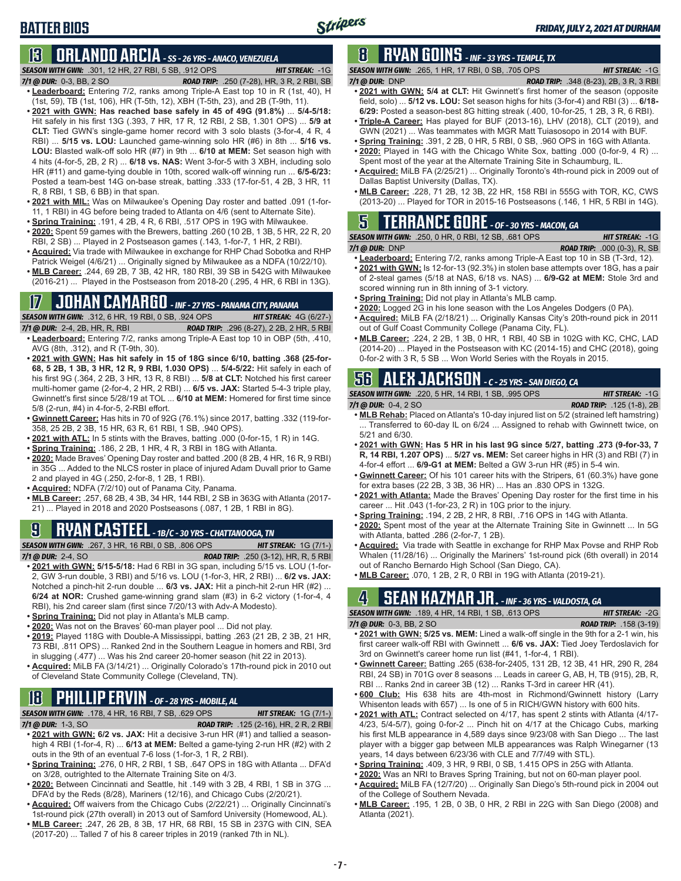# BATTER BIOS

## 13 ORLANDO ARCIA - SS - 26 YRS - ANACO, VENEZUELA

**SEASON WITH GWN:** .301, 12 HR, 27 RBI, 5 SB, .912 OPS — **HIT STREAK:** -1G

**7/1 @ DUR:** 0-3, BB, 2 SO — **ROAD TRIP:** .250 (7-28), HR, 3 R, 2 RBI, SB

- **Leaderboard:** Entering 7/2, ranks among Triple-A East top 10 in R (1st, 40), H (1st, 59), TB (1st, 106), HR (T-5th, 12), XBH (T-5th, 23), and 2B (T-9th, 11).
- **2021 with GWN: Has reached base safely in 45 of 49G (91.8%)** ... **5/4-5/18:** Hit safely in his first 13G (.393, 7 HR, 17 R, 12 RBI, 2 SB, 1.301 OPS) ... **5/9 at CLT:** Tied GWN's single-game homer record with 3 solo blasts (3-for-4, 4 R, 4 RBI) ... **5/15 vs. LOU:** Launched game-winning solo HR (#6) in 8th ... **5/16 vs. LOU:** Blasted walk-off solo HR (#7) in 9th ... **6/10 at MEM:** Set season high with 4 hits (4-for-5, 2B, 2 R) ... **6/18 vs. NAS:** Went 3-for-5 with 3 XBH, including solo HR (#11) and game-tying double in 10th, scored walk-off winning run ... **6/5-6/23:** Posted a team-best 14G on-base streak, batting .333 (17-for-51, 4 2B, 3 HR, 11 R, 8 RBI, 1 SB, 6 BB) in that span.
- **2021 with MIL:** Was on Milwaukee's Opening Day roster and batted .091 (1-for-11, 1 RBI) in 4G before being traded to Atlanta on 4/6 (sent to Alternate Site).
- **Spring Training:** .191, 4 2B, 4 R, 6 RBI, .517 OPS in 19G with Milwaukee.
- **2020:** Spent 59 games with the Brewers, batting .260 (10 2B, 1 3B, 5 HR, 22 R, 20 RBI, 2 SB) ... Played in 2 Postseason games (.143, 1-for-7, 1 HR, 2 RBI).
- **Acquired:** Via trade with Milwaukee in exchange for RHP Chad Sobotka and RHP Patrick Weigel (4/6/21) ... Originally signed by Milwaukee as a NDFA (10/22/10).
- **MLB Career:** .244, 69 2B, 7 3B, 42 HR, 180 RBI, 39 SB in 542G with Milwaukee (2016-21) ... Played in the Postseason from 2018-20 (.295, 4 HR, 6 RBI in 13G).

## 17 JOHAN CAMARGO - INF - 27 YRS - PANAMA CITY, PANAMA

**SEASON WITH GWN:** .312, 6 HR, 19 RBI, 0 SB, .924 OPS — **HIT STREAK:** 4G (6/27-)

**7/1 @ DUR:** 2-4, 2B, HR, R, RBI — **ROAD TRIP:** .296 (8-27), 2 2B, 2 HR, 5 RBI

- **Leaderboard:** Entering 7/2, ranks among Triple-A East top 10 in OBP (5th, .410), AVG (8th, .312), and R (T-9th, 30).
- **2021 with GWN: Has hit safely in 15 of 18G since 6/10, batting .368 (25-for-68, 5 2B, 1 3B, 3 HR, 12 R, 9 RBI, 1.030 OPS)** ... **5/4-5/22:** Hit safely in each of his first 9G (.364, 2 2B, 3 HR, 13 R, 8 RBI) ... **5/8 at CLT:** Notched his first career multi-homer game (2-for-4, 2 HR, 2 RBI) ... **6/5 vs. JAX:** Started 5-4-3 triple play, Gwinnett's first since 5/28/19 at TOL ... **6/10 at MEM:** Homered for first time since 5/8 (2-run, #4) in 4-for-5, 2-RBI effort.
- **Gwinnett Career:** Has hits in 70 of 92G (76.1%) since 2017, batting .332 (119-for-358, 25 2B, 2 3B, 15 HR, 63 R, 61 RBI, 1 SB, .940 OPS).
- **2021 with ATL:** In 5 stints with the Braves, batting .000 (0-for-15, 1 R) in 14G.
- **Spring Training:** .186, 2 2B, 1 HR, 4 R, 3 RBI in 18G with Atlanta.
- **2020:** Made Braves' Opening Day roster and batted .200 (8 2B, 4 HR, 16 R, 9 RBI) in 35G ... Added to the NLCS roster in place of injured Adam Duvall prior to Game 2 and played in 4G (.250, 2-for-8, 1 2B, 1 RBI).
- **Acquired:** NDFA (7/2/10) out of Panama City, Panama.
- **MLB Career:** .257, 68 2B, 4 3B, 34 HR, 144 RBI, 2 SB in 363G with Atlanta (2017-21) ... Played in 2018 and 2020 Postseasons (.087, 1 2B, 1 RBI in 8G).

## 9 RYAN CASTEEL - 1B/C - 30 YRS - CHATTANOOGA, TN

**SEASON WITH GWN:** .267, 3 HR, 16 RBI, 0 SB, .806 OPS — **HIT STREAK:** 1G (7/1-)

**7/1 @ DUR:** 2-4, SO — **ROAD TRIP:** .250 (3-12), HR, R, 5 RBI

- **2021 with GWN: 5/15-5/18:** Had 6 RBI in 3G span, including 5/15 vs. LOU (1-for-2, GW 3-run double, 3 RBI) and 5/16 vs. LOU (1-for-3, HR, 2 RBI) ... **6/2 vs. JAX:** Notched a pinch-hit 2-run double ... **6/3 vs. JAX:** Hit a pinch-hit 2-run HR (#2) ... **6/24 at NOR:** Crushed game-winning grand slam (#3) in 6-2 victory (1-for-4, 4 RBI), his 2nd career slam (first since 7/20/13 with Adv-A Modesto).
- **Spring Training:** Did not play in Atlanta's MLB camp.
- **2020:** Was not on the Braves' 60-man player pool ... Did not play.
- **2019:** Played 118G with Double-A Mississippi, batting .263 (21 2B, 2 3B, 21 HR, 73 RBI, .811 OPS) ... Ranked 2nd in the Southern League in homers and RBI, 3rd in slugging (.477) ... Was his 2nd career 20-homer season (hit 22 in 2013).
- **Acquired:** MiLB FA (3/14/21) ... Originally Colorado's 17th-round pick in 2010 out of Cleveland State Community College (Cleveland, TN).

## 18 PHILLIP ERVIN - OF - 28 YRS - MOBILE, AL

**SEASON WITH GWN:** .178, 4 HR, 16 RBI, 7 SB, .629 OPS — **HIT STREAK:** 1G (7/1-)

**7/1 @ DUR:** 1-3, SO — **ROAD TRIP:** .125 (2-16), HR, 2 R, 2 RBI

- **2021 with GWN: 6/2 vs. JAX:** Hit a decisive 3-run HR (#1) and tallied a season-high 4 RBI (1-for-4, R) ... **6/13 at MEM:** Belted a game-tying 2-run HR (#2) with 2 outs in the 9th of an eventual 7-6 loss (1-for-3, 1 R, 2 RBI).
- **Spring Training:** .276, 0 HR, 2 RBI, 1 SB, .647 OPS in 18G with Atlanta ... DFA'd on 3/28, outrighted to the Alternate Training Site on 4/3.
- **2020:** Between Cincinnati and Seattle, hit .149 with 3 2B, 4 RBI, 1 SB in 37G ... DFA'd by the Reds (8/28), Mariners (12/16), and Chicago Cubs (2/20/21).
- **Acquired:** Off waivers from the Chicago Cubs (2/22/21) ... Originally Cincinnati's 1st-round pick (27th overall) in 2013 out of Samford University (Homewood, AL).
- **MLB Career:** .247, 26 2B, 8 3B, 17 HR, 68 RBI, 15 SB in 237G with CIN, SEA (2017-20) ... Talled 7 of his 8 career triples in 2019 (ranked 7th in NL).

## 8 RYAN GOINS - INF - 33 YRS - TEMPLE, TX

**SEASON WITH GWN:** .265, 1 HR, 17 RBI, 0 SB, .705 OPS — **HIT STREAK:** -1G

**7/1 @ DUR:** DNP — **ROAD TRIP:** .348 (8-23), 2B, 3 R, 3 RBI

- **2021 with GWN: 5/4 at CLT:** Hit Gwinnett's first homer of the season (opposite field, solo) ... **5/12 vs. LOU:** Set season highs for hits (3-for-4) and RBI (3) ... **6/18-6/29:** Posted a season-best 8G hitting streak (.400, 10-for-25, 1 2B, 3 R, 6 RBI).
- **Triple-A Career:** Has played for BUF (2013-16), LHV (2018), CLT (2019), and GWN (2021) ... Was teammates with MGR Matt Tuiasosopo in 2014 with BUF.
- **Spring Training:** .391, 2 2B, 0 HR, 5 RBI, 0 SB, .960 OPS in 16G with Atlanta.
- **2020:** Played in 14G with the Chicago White Sox, batting .000 (0-for-9, 4 R) ... Spent most of the year at the Alternate Training Site in Schaumburg, IL.
- **Acquired:** MiLB FA (2/25/21) ... Originally Toronto's 4th-round pick in 2009 out of Dallas Baptist University (Dallas, TX).
- **MLB Career:** .228, 71 2B, 12 3B, 22 HR, 158 RBI in 555G with TOR, KC, CWS (2013-20) ... Played for TOR in 2015-16 Postseasons (.146, 1 HR, 5 RBI in 14G).

## 5 TERRANCE GORE - OF - 30 YRS - MACON, GA

**SEASON WITH GWN:** .250, 0 HR, 0 RBI, 12 SB, .681 OPS — **HIT STREAK:** -1G

**7/1 @ DUR:** DNP — **ROAD TRIP:** .000 (0-3), R, SB

- **Leaderboard:** Entering 7/2, ranks among Triple-A East top 10 in SB (T-3rd, 12).
- **2021 with GWN:** Is 12-for-13 (92.3%) in stolen base attempts over 18G, has a pair of 2-steal games (5/18 at NAS, 6/18 vs. NAS) ... **6/9-G2 at MEM:** Stole 3rd and scored winning run in 8th inning of 3-1 victory.
- **Spring Training:** Did not play in Atlanta's MLB camp.
- **2020:** Logged 2G in his lone season with the Los Angeles Dodgers (0 PA).
- **Acquired:** MiLB FA (2/18/21) ... Originally Kansas City's 20th-round pick in 2011 out of Gulf Coast Community College (Panama City, FL).
- **MLB Career:** .224, 2 2B, 1 3B, 0 HR, 1 RBI, 40 SB in 102G with KC, CHC, LAD (2014-20) ... Played in the Postseason with KC (2014-15) and CHC (2018), going 0-for-2 with 3 R, 5 SB ... Won World Series with the Royals in 2015.

## 56 ALEX JACKSON - C - 25 YRS - SAN DIEGO, CA

**SEASON WITH GWN:** .220, 5 HR, 14 RBI, 1 SB, .995 OPS — **HIT STREAK:** -1G

**7/1 @ DUR:** 0-4, 2 SO — **ROAD TRIP:** .125 (1-8), 2B

- **MLB Rehab:** Placed on Atlanta's 10-day injured list on 5/2 (strained left hamstring) ... Transferred to 60-day IL on 6/24 ... Assigned to rehab with Gwinnett twice, on 5/21 and 6/30.
- **2021 with GWN: Has 5 HR in his last 9G since 5/27, batting .273 (9-for-33, 7 R, 14 RBI, 1.207 OPS)** ... **5/27 vs. MEM:** Set career highs in HR (3) and RBI (7) in 4-for-4 effort ... **6/9-G1 at MEM:** Belted a GW 3-run HR (#5) in 5-4 win.
- **Gwinnett Career:** Of his 101 career hits with the Stripers, 61 (60.3%) have gone for extra bases (22 2B, 3 3B, 36 HR) ... Has an .830 OPS in 132G.
- **2021 with Atlanta:** Made the Braves' Opening Day roster for the first time in his career ... Hit .043 (1-for-23, 2 R) in 10G prior to the injury.
- **Spring Training:** .194, 2 2B, 2 HR, 8 RBI, .716 OPS in 14G with Atlanta.
- **2020:** Spent most of the year at the Alternate Training Site in Gwinnett ... In 5G with Atlanta, batted .286 (2-for-7, 1 2B).
- **Acquired:** Via trade with Seattle in exchange for RHP Max Povse and RHP Rob Whalen (11/28/16) ... Originally the Mariners' 1st-round pick (6th overall) in 2014 out of Rancho Bernardo High School (San Diego, CA).
- **MLB Career:** .070, 1 2B, 2 R, 0 RBI in 19G with Atlanta (2019-21).

## 4 SEAN KAZMAR JR. - INF - 36 YRS - VALDOSTA, GA

**SEASON WITH GWN:** .189, 4 HR, 14 RBI, 1 SB, .613 OPS — **HIT STREAK:** -2G

**7/1 @ DUR:** 0-3, BB, 2 SO — **ROAD TRIP:** .158 (3-19)

- **2021 with GWN: 5/25 vs. MEM:** Lined a walk-off single in the 9th for a 2-1 win, his first career walk-off RBI with Gwinnett ... **6/6 vs. JAX:** Tied Joey Terdoslavich for 3rd on Gwinnett's career home run list (#41, 1-for-4, 1 RBI).
- **Gwinnett Career:** Batting .265 (638-for-2405, 131 2B, 12 3B, 41 HR, 290 R, 284 RBI, 24 SB) in 701G over 8 seasons ... Leads in career G, AB, H, TB (915), 2B, R, RBI ... Ranks 2nd in career 3B (12) ... Ranks T-3rd in career HR (41).
- **600 Club:** His 638 hits are 4th-most in Richmond/Gwinnett history (Larry Whisenton leads with 657) ... Is one of 5 in RICH/GWN history with 600 hits.
- **2021 with ATL:** Contract selected on 4/17, has spent 2 stints with Atlanta (4/17-4/23, 5/4-5/7), going 0-for-2 ... Pinch hit on 4/17 at the Chicago Cubs, marking his first MLB appearance in 4,589 days since 9/23/08 with San Diego ... The last player with a bigger gap between MLB appearances was Ralph Winegarner (13 years, 14 days between 6/23/36 with CLE and 7/7/49 with STL).
- **Spring Training:** .409, 3 HR, 9 RBI, 0 SB, 1.415 OPS in 25G with Atlanta.
- **2020:** Was an NRI to Braves Spring Training, but not on 60-man player pool.
- **Acquired:** MiLB FA (12/7/20) ... Originally San Diego's 5th-round pick in 2004 out of the College of Southern Nevada.
- **MLB Career:** .195, 1 2B, 0 3B, 0 HR, 2 RBI in 22G with San Diego (2008) and Atlanta (2021).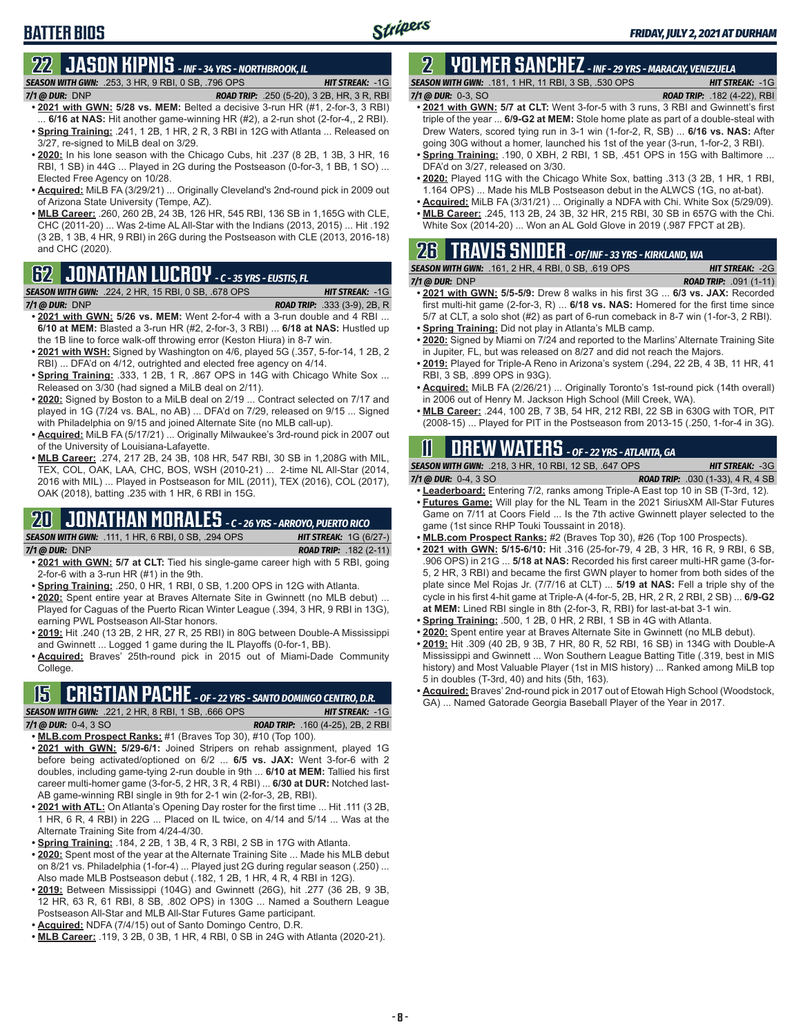# BATTER BIOS

## 22 JASON KIPNIS - INF - 34 YRS - NORTHBROOK, IL

**SEASON WITH GWN:** .253, 3 HR, 9 RBI, 0 SB, .796 OPS | **HIT STREAK:** -1G
**7/1 @ DUR:** DNP | **ROAD TRIP:** .250 (5-20), 3 2B, HR, 3 R, RBI

- **2021 with GWN: 5/28 vs. MEM:** Belted a decisive 3-run HR (#1, 2-for-3, 3 RBI) ... **6/16 at NAS:** Hit another game-winning HR (#2), a 2-run shot (2-for-4,, 2 RBI).
- **Spring Training:** .241, 1 2B, 1 HR, 2 R, 3 RBI in 12G with Atlanta ... Released on 3/27, re-signed to MiLB deal on 3/29.
- **2020:** In his lone season with the Chicago Cubs, hit .237 (8 2B, 1 3B, 3 HR, 16 RBI, 1 SB) in 44G ... Played in 2G during the Postseason (0-for-3, 1 BB, 1 SO) ... Elected Free Agency on 10/28.
- **Acquired:** MiLB FA (3/29/21) ... Originally Cleveland's 2nd-round pick in 2009 out of Arizona State University (Tempe, AZ).
- **MLB Career:** .260, 260 2B, 24 3B, 126 HR, 545 RBI, 136 SB in 1,165G with CLE, CHC (2011-20) ... Was 2-time AL All-Star with the Indians (2013, 2015) ... Hit .192 (3 2B, 1 3B, 4 HR, 9 RBI) in 26G during the Postseason with CLE (2013, 2016-18) and CHC (2020).

## 62 JONATHAN LUCROY - C - 35 YRS - EUSTIS, FL

**SEASON WITH GWN:** .224, 2 HR, 15 RBI, 0 SB, .678 OPS | **HIT STREAK:** -1G
**7/1 @ DUR:** DNP | **ROAD TRIP:** .333 (3-9), 2B, R

- **2021 with GWN: 5/26 vs. MEM:** Went 2-for-4 with a 3-run double and 4 RBI ... **6/10 at MEM:** Blasted a 3-run HR (#2, 2-for-3, 3 RBI) ... **6/18 at NAS:** Hustled up the 1B line to force walk-off throwing error (Keston Hiura) in 8-7 win.
- **2021 with WSH:** Signed by Washington on 4/6, played 5G (.357, 5-for-14, 1 2B, 2 RBI) ... DFA'd on 4/12, outrighted and elected free agency on 4/14.
- **Spring Training:** .333, 1 2B, 1 R, .867 OPS in 14G with Chicago White Sox ... Released on 3/30 (had signed a MiLB deal on 2/11).
- **2020:** Signed by Boston to a MiLB deal on 2/19 ... Contract selected on 7/17 and played in 1G (7/24 vs. BAL, no AB) ... DFA'd on 7/29, released on 9/15 ... Signed with Philadelphia on 9/15 and joined Alternate Site (no MLB call-up).
- **Acquired:** MiLB FA (5/17/21) ... Originally Milwaukee's 3rd-round pick in 2007 out of the University of Louisiana-Lafayette.
- **MLB Career:** .274, 217 2B, 24 3B, 108 HR, 547 RBI, 30 SB in 1,208G with MIL, TEX, COL, OAK, LAA, CHC, BOS, WSH (2010-21) ... 2-time NL All-Star (2014, 2016 with MIL) ... Played in Postseason for MIL (2011), TEX (2016), COL (2017), OAK (2018), batting .235 with 1 HR, 6 RBI in 15G.

## 20 JONATHAN MORALES - C - 26 YRS - ARROYO, PUERTO RICO

**SEASON WITH GWN:** .111, 1 HR, 6 RBI, 0 SB, .294 OPS | **HIT STREAK:** 1G (6/27-)
**7/1 @ DUR:** DNP | **ROAD TRIP:** .182 (2-11)

- **2021 with GWN: 5/7 at CLT:** Tied his single-game career high with 5 RBI, going 2-for-6 with a 3-run HR (#1) in the 9th.
- **Spring Training:** .250, 0 HR, 1 RBI, 0 SB, 1.200 OPS in 12G with Atlanta.
- **2020:** Spent entire year at Braves Alternate Site in Gwinnett (no MLB debut) ... Played for Caguas of the Puerto Rican Winter League (.394, 3 HR, 9 RBI in 13G), earning PWL Postseason All-Star honors.
- **2019:** Hit .240 (13 2B, 2 HR, 27 R, 25 RBI) in 80G between Double-A Mississippi and Gwinnett ... Logged 1 game during the IL Playoffs (0-for-1, BB).
- **Acquired:** Braves' 25th-round pick in 2015 out of Miami-Dade Community College.

## 15 CRISTIAN PACHE - OF - 22 YRS - SANTO DOMINGO CENTRO, D.R.

**SEASON WITH GWN:** .221, 2 HR, 8 RBI, 1 SB, .666 OPS | **HIT STREAK:** -1G
**7/1 @ DUR:** 0-4, 3 SO | **ROAD TRIP:** .160 (4-25), 2B, 2 RBI

- **MLB.com Prospect Ranks:** #1 (Braves Top 30), #10 (Top 100).
- **2021 with GWN: 5/29-6/1:** Joined Stripers on rehab assignment, played 1G before being activated/optioned on 6/2 ... **6/5 vs. JAX:** Went 3-for-6 with 2 doubles, including game-tying 2-run double in 9th ... **6/10 at MEM:** Tallied his first career multi-homer game (3-for-5, 2 HR, 3 R, 4 RBI) ... **6/30 at DUR:** Notched last-AB game-winning RBI single in 9th for 2-1 win (2-for-3, 2B, RBI).
- **2021 with ATL:** On Atlanta's Opening Day roster for the first time ... Hit .111 (3 2B, 1 HR, 6 R, 4 RBI) in 22G ... Placed on IL twice, on 4/14 and 5/14 ... Was at the Alternate Training Site from 4/24-4/30.
- **Spring Training:** .184, 2 2B, 1 3B, 4 R, 3 RBI, 2 SB in 17G with Atlanta.
- **2020:** Spent most of the year at the Alternate Training Site ... Made his MLB debut on 8/21 vs. Philadelphia (1-for-4) ... Played just 2G during regular season (.250) ... Also made MLB Postseason debut (.182, 1 2B, 1 HR, 4 R, 4 RBI in 12G).
- **2019:** Between Mississippi (104G) and Gwinnett (26G), hit .277 (36 2B, 9 3B, 12 HR, 63 R, 61 RBI, 8 SB, .802 OPS) in 130G ... Named a Southern League Postseason All-Star and MLB All-Star Futures Game participant.
- **Acquired:** NDFA (7/4/15) out of Santo Domingo Centro, D.R.
- **MLB Career:** .119, 3 2B, 0 3B, 1 HR, 4 RBI, 0 SB in 24G with Atlanta (2020-21).

## 2 YOLMER SANCHEZ - INF - 29 YRS - MARACAY, VENEZUELA

**SEASON WITH GWN:** .181, 1 HR, 11 RBI, 3 SB, .530 OPS | **HIT STREAK:** -1G
**7/1 @ DUR:** 0-3, SO | **ROAD TRIP:** .182 (4-22), RBI

- **2021 with GWN: 5/7 at CLT:** Went 3-for-5 with 3 runs, 3 RBI and Gwinnett's first triple of the year ... **6/9-G2 at MEM:** Stole home plate as part of a double-steal with Drew Waters, scored tying run in 3-1 win (1-for-2, R, SB) ... **6/16 vs. NAS:** After going 30G without a homer, launched his 1st of the year (3-run, 1-for-2, 3 RBI).
- **Spring Training:** .190, 0 XBH, 2 RBI, 1 SB, .451 OPS in 15G with Baltimore ... DFA'd on 3/27, released on 3/30.
- **2020:** Played 11G with the Chicago White Sox, batting .313 (3 2B, 1 HR, 1 RBI, 1.164 OPS) ... Made his MLB Postseason debut in the ALWCS (1G, no at-bat).
- **Acquired:** MiLB FA (3/31/21) ... Originally a NDFA with Chi. White Sox (5/29/09).
- **MLB Career:** .245, 113 2B, 24 3B, 32 HR, 215 RBI, 30 SB in 657G with the Chi. White Sox (2014-20) ... Won an AL Gold Glove in 2019 (.987 FPCT at 2B).

## 26 TRAVIS SNIDER - OF/INF - 33 YRS - KIRKLAND, WA

**SEASON WITH GWN:** .161, 2 HR, 4 RBI, 0 SB, .619 OPS | **HIT STREAK:** -2G
**7/1 @ DUR:** DNP | **ROAD TRIP:** .091 (1-11)

- **2021 with GWN: 5/5-5/9:** Drew 8 walks in his first 3G ... **6/3 vs. JAX:** Recorded first multi-hit game (2-for-3, R) ... **6/18 vs. NAS:** Homered for the first time since 5/7 at CLT, a solo shot (#2) as part of 6-run comeback in 8-7 win (1-for-3, 2 RBI).
- **Spring Training:** Did not play in Atlanta's MLB camp.
- **2020:** Signed by Miami on 7/24 and reported to the Marlins' Alternate Training Site in Jupiter, FL, but was released on 8/27 and did not reach the Majors.
- **2019:** Played for Triple-A Reno in Arizona's system (.294, 22 2B, 4 3B, 11 HR, 41 RBI, 3 SB, .899 OPS in 93G).
- **Acquired:** MiLB FA (2/26/21) ... Originally Toronto's 1st-round pick (14th overall) in 2006 out of Henry M. Jackson High School (Mill Creek, WA).
- **MLB Career:** .244, 100 2B, 7 3B, 54 HR, 212 RBI, 22 SB in 630G with TOR, PIT (2008-15) ... Played for PIT in the Postseason from 2013-15 (.250, 1-for-4 in 3G).

## 11 DREW WATERS - OF - 22 YRS - ATLANTA, GA

**SEASON WITH GWN:** .218, 3 HR, 10 RBI, 12 SB, .647 OPS | **HIT STREAK:** -3G
**7/1 @ DUR:** 0-4, 3 SO | **ROAD TRIP:** .030 (1-33), 4 R, 4 SB

- **Leaderboard:** Entering 7/2, ranks among Triple-A East top 10 in SB (T-3rd, 12).
- **Futures Game:** Will play for the NL Team in the 2021 SiriusXM All-Star Futures Game on 7/11 at Coors Field ... Is the 7th active Gwinnett player selected to the game (1st since RHP Touki Toussaint in 2018).
- **MLB.com Prospect Ranks:** #2 (Braves Top 30), #26 (Top 100 Prospects).
- **2021 with GWN: 5/15-6/10:** Hit .316 (25-for-79, 4 2B, 3 HR, 16 R, 9 RBI, 6 SB, .906 OPS) in 21G ... **5/18 at NAS:** Recorded his first career multi-HR game (3-for-5, 2 HR, 3 RBI) and became the first GWN player to homer from both sides of the plate since Mel Rojas Jr. (7/7/16 at CLT) ... **5/19 at NAS:** Fell a triple shy of the cycle in his first 4-hit game at Triple-A (4-for-5, 2B, HR, 2 R, 2 RBI, 2 SB) ... **6/9-G2 at MEM:** Lined RBI single in 8th (2-for-3, R, RBI) for last-at-bat 3-1 win.
- **Spring Training:** .500, 1 2B, 0 HR, 2 RBI, 1 SB in 4G with Atlanta.
- **2020:** Spent entire year at Braves Alternate Site in Gwinnett (no MLB debut).
- **2019:** Hit .309 (40 2B, 9 3B, 7 HR, 80 R, 52 RBI, 16 SB) in 134G with Double-A Mississippi and Gwinnett ... Won Southern League Batting Title (.319, best in MIS history) and Most Valuable Player (1st in MIS history) ... Ranked among MiLB top 5 in doubles (T-3rd, 40) and hits (5th, 163).
- **Acquired:** Braves' 2nd-round pick in 2017 out of Etowah High School (Woodstock, GA) ... Named Gatorade Georgia Baseball Player of the Year in 2017.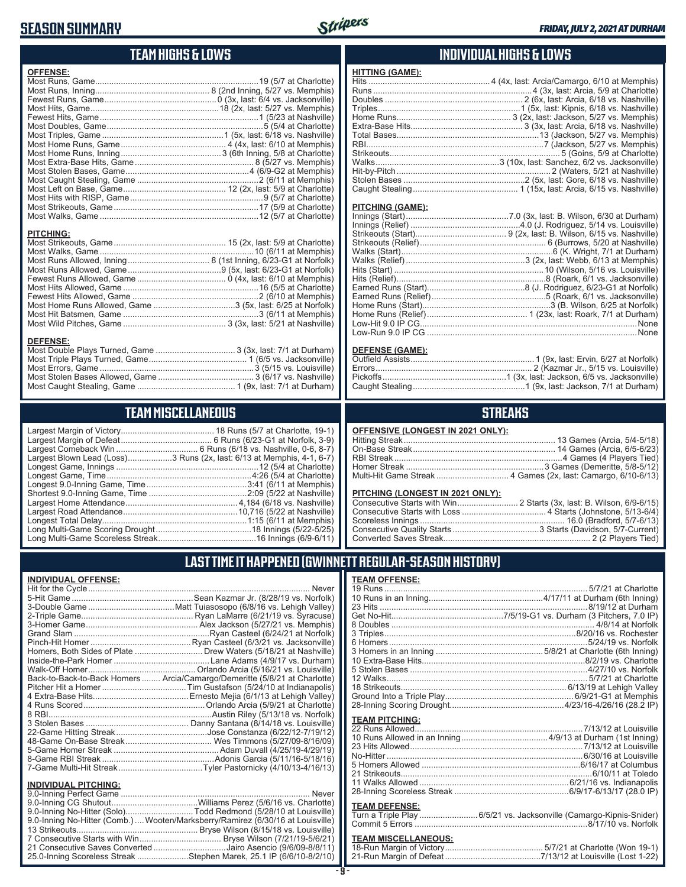# SEASON SUMMARY

## TEAM HIGHS & LOWS

**OFFENSE:**

| | |
|---|---|
| Most Runs, Game | 19 (5/7 at Charlotte) |
| Most Runs, Inning | 8 (2nd Inning, 5/27 vs. Memphis) |
| Fewest Runs, Game | 0 (3x, last: 6/4 vs. Jacksonville) |
| Most Hits, Game | 18 (2x, last: 5/27 vs. Memphis) |
| Fewest Hits, Game | 1 (5/23 at Nashville) |
| Most Doubles, Game | 5 (5/4 at Charlotte) |
| Most Triples, Game | 1 (5x, last: 6/18 vs. Nashville) |
| Most Home Runs, Game | 4 (4x, last: 6/10 at Memphis) |
| Most Home Runs, Inning | 3 (6th Inning, 5/8 at Charlotte) |
| Most Extra-Base Hits, Game | 8 (5/27 vs. Memphis) |
| Most Stolen Bases, Game | 4 (6/9-G2 at Memphis) |
| Most Caught Stealing, Game | 2 (6/11 at Memphis) |
| Most Left on Base, Game | 12 (2x, last: 5/9 at Charlotte) |
| Most Hits with RISP, Game | 9 (5/7 at Charlotte) |
| Most Strikeouts, Game | 17 (5/9 at Charlotte) |
| Most Walks, Game | 12 (5/7 at Charlotte) |

**PITCHING:**

| | |
|---|---|
| Most Strikeouts, Game | 15 (2x, last: 5/9 at Charlotte) |
| Most Walks, Game | 10 (6/11 at Memphis) |
| Most Runs Allowed, Inning | 8 (1st Inning, 6/23-G1 at Norfolk) |
| Most Runs Allowed, Game | 9 (5x, last: 6/23-G1 at Norfolk) |
| Fewest Runs Allowed, Game | 0 (4x, last: 6/10 at Memphis) |
| Most Hits Allowed, Game | 16 (5/5 at Charlotte) |
| Fewest Hits Allowed, Game | 2 (6/10 at Memphis) |
| Most Home Runs Allowed, Game | 3 (5x, last: 6/25 at Norfolk) |
| Most Hit Batsmen, Game | 3 (6/11 at Memphis) |
| Most Wild Pitches, Game | 3 (3x, last: 5/21 at Nashville) |

**DEFENSE:**

| | |
|---|---|
| Most Double Plays Turned, Game | 3 (3x, last: 7/1 at Durham) |
| Most Triple Plays Turned, Game | 1 (6/5 vs. Jacksonville) |
| Most Errors, Game | 3 (5/15 vs. Louisville) |
| Most Stolen Bases Allowed, Game | 3 (6/17 vs. Nashville) |
| Most Caught Stealing, Game | 1 (9x, last: 7/1 at Durham) |

## INDIVIDUAL HIGHS & LOWS

**HITTING (GAME):**

| | |
|---|---|
| Hits | 4 (4x, last: Arcia/Camargo, 6/10 at Memphis) |
| Runs | 4 (3x, last: Arcia, 5/9 at Charlotte) |
| Doubles | 2 (6x, last: Arcia, 6/18 vs. Nashville) |
| Triples | 1 (5x, last: Kipnis, 6/18 vs. Nashville) |
| Home Runs | 3 (2x, last: Jackson, 5/27 vs. Memphis) |
| Extra-Base Hits | 3 (3x, last: Arcia, 6/18 vs. Nashville) |
| Total Bases | 13 (Jackson, 5/27 vs. Memphis) |
| RBI | 7 (Jackson, 5/27 vs. Memphis) |
| Strikeouts | 5 (Goins, 5/9 at Charlotte) |
| Walks | 3 (10x, last: Sanchez, 6/2 vs. Jacksonville) |
| Hit-by-Pitch | 2 (Waters, 5/21 at Nashville) |
| Stolen Bases | 2 (5x, last: Gore, 6/18 vs. Nashville) |
| Caught Stealing | 1 (15x, last: Arcia, 6/15 vs. Nashville) |

**PITCHING (GAME):**

| | |
|---|---|
| Innings (Start) | 7.0 (3x, last: B. Wilson, 6/30 at Durham) |
| Innings (Relief) | 4.0 (J. Rodriguez, 5/14 vs. Louisville) |
| Strikeouts (Start) | 9 (2x, last: B. Wilson, 6/15 vs. Nashville) |
| Strikeouts (Relief) | 6 (Burrows, 5/20 at Nashville) |
| Walks (Start) | 6 (K. Wright, 7/1 at Durham) |
| Walks (Relief) | 3 (2x, last: Webb, 6/13 at Memphis) |
| Hits (Start) | 10 (Wilson, 5/16 vs. Louisville) |
| Hits (Relief) | 8 (Roark, 6/1 vs. Jacksonville) |
| Earned Runs (Start) | 8 (J. Rodriguez, 6/23-G1 at Norfolk) |
| Earned Runs (Relief) | 5 (Roark, 6/1 vs. Jacksonville) |
| Home Runs (Start) | 3 (B. Wilson, 6/25 at Norfolk) |
| Home Runs (Relief) | 1 (23x, last: Roark, 7/1 at Durham) |
| Low-Hit 9.0 IP CG | None |
| Low-Run 9.0 IP CG | None |

**DEFENSE (GAME):**

| | |
|---|---|
| Outfield Assists | 1 (9x, last: Ervin, 6/27 at Norfolk) |
| Errors | 2 (Kazmar Jr., 5/15 vs. Louisville) |
| Pickoffs | 1 (3x, last: Jackson, 6/5 vs. Jacksonville) |
| Caught Stealing | 1 (9x, last: Jackson, 7/1 at Durham) |

## TEAM MISCELLANEOUS

| | |
|---|---|
| Largest Margin of Victory | 18 Runs (5/7 at Charlotte, 19-1) |
| Largest Margin of Defeat | 6 Runs (6/23-G1 at Norfolk, 3-9) |
| Largest Comeback Win | 6 Runs (6/18 vs. Nashville, 0-6, 8-7) |
| Largest Blown Lead (Loss) | 3 Runs (2x, last: 6/13 at Memphis, 4-1, 6-7) |
| Longest Game, Innings | 12 (5/4 at Charlotte) |
| Longest Game, Time | 4:26 (5/4 at Charlotte) |
| Longest 9.0-Inning Game, Time | 3:41 (6/11 at Memphis) |
| Shortest 9.0-Inning Game, Time | 2:09 (5/22 at Nashville) |
| Largest Home Attendance | 4,184 (6/18 vs. Nashville) |
| Largest Road Attendance | 10,716 (5/22 at Nashville) |
| Longest Total Delay | 1:15 (6/11 at Memphis) |
| Long Multi-Game Scoring Drought | 18 Innings (5/22-5/25) |
| Long Multi-Game Scoreless Streak | 16 Innings (6/9-6/11) |

## STREAKS

**OFFENSIVE (LONGEST IN 2021 ONLY):**

| | |
|---|---|
| Hitting Streak | 13 Games (Arcia, 5/4-5/18) |
| On-Base Streak | 14 Games (Arcia, 6/5-6/23) |
| RBI Streak | 4 Games (4 Players Tied) |
| Homer Streak | 3 Games (Demeritte, 5/8-5/12) |
| Multi-Hit Game Streak | 4 Games (2x, last: Camargo, 6/10-6/13) |

**PITCHING (LONGEST IN 2021 ONLY):**

| | |
|---|---|
| Consecutive Starts with Win | 2 Starts (3x, last: B. Wilson, 6/9-6/15) |
| Consecutive Starts with Loss | 4 Starts (Johnstone, 5/13-6/4) |
| Scoreless Innings | 16.0 (Bradford, 5/7-6/13) |
| Consecutive Quality Starts | 3 Starts (Davidson, 5/7-Current) |
| Converted Saves Streak | 2 (2 Players Tied) |

## LAST TIME IT HAPPENED (GWINNETT REGULAR-SEASON HISTORY)

**INDIVIDUAL OFFENSE:**

| | |
|---|---|
| Hit for the Cycle | Never |
| 5-Hit Game | Sean Kazmar Jr. (8/28/19 vs. Norfolk) |
| 3-Double Game | Matt Tuiasosopo (6/8/16 vs. Lehigh Valley) |
| 2-Triple Game | Ryan LaMarre (6/21/19 vs. Syracuse) |
| 3-Homer Game | Alex Jackson (5/27/21 vs. Memphis) |
| Grand Slam | Ryan Casteel (6/24/21 at Norfolk) |
| Pinch-Hit Homer | Ryan Casteel (6/3/21 vs. Jacksonville) |
| Homers, Both Sides of Plate | Drew Waters (5/18/21 at Nashville) |
| Inside-the-Park Homer | Lane Adams (4/9/17 vs. Durham) |
| Walk-Off Homer | Orlando Arcia (5/16/21 vs. Louisville) |
| Back-to-Back-to-Back Homers | Arcia/Camargo/Demeritte (5/8/21 at Charlotte) |
| Pitcher Hit a Homer | Tim Gustafson (5/24/10 at Indianapolis) |
| 4 Extra-Base Hits | Ernesto Mejia (6/1/13 at Lehigh Valley) |
| 4 Runs Scored | Orlando Arcia (5/9/21 at Charlotte) |
| 8 RBI | Austin Riley (5/13/18 vs. Norfolk) |
| 3 Stolen Bases | Danny Santana (8/14/18 vs. Louisville) |
| 22-Game Hitting Streak | Jose Constanza (6/22/12-7/19/12) |
| 48-Game On-Base Streak | Wes Timmons (5/27/09-8/16/09) |
| 5-Game Homer Streak | Adam Duvall (4/25/19-4/29/19) |
| 8-Game RBI Streak | Adonis Garcia (5/11/16-5/18/16) |
| 7-Game Multi-Hit Streak | Tyler Pastornicky (4/10/13-4/16/13) |

**INDIVIDUAL PITCHING:**

| | |
|---|---|
| 9.0-Inning Perfect Game | Never |
| 9.0-Inning CG Shutout | Williams Perez (5/6/16 vs. Charlotte) |
| 9.0-Inning No-Hitter (Solo) | Todd Redmond (5/28/10 at Louisville) |
| 9.0-Inning No-Hitter (Comb.) | Wooten/Marksberry/Ramirez (6/30/16 at Louisville) |
| 13 Strikeouts | Bryse Wilson (8/15/18 vs. Louisville) |
| 7 Consecutive Starts with Win | Bryse Wilson (7/21/19-5/6/21) |
| 21 Consecutive Saves Converted | Jairo Asencio (9/6/09-8/8/11) |
| 25.0-Inning Scoreless Streak | Stephen Marek, 25.1 IP (6/6/10-8/2/10) |

**TEAM OFFENSE:**

| | |
|---|---|
| 19 Runs | 5/7/21 at Charlotte |
| 10 Runs in an Inning | 4/17/11 at Durham (6th Inning) |
| 23 Hits | 8/19/12 at Durham |
| Get No-Hit | 7/5/19-G1 vs. Durham (3 Pitchers, 7.0 IP) |
| 8 Doubles | 4/8/14 at Norfolk |
| 3 Triples | 8/20/16 vs. Rochester |
| 6 Homers | 5/24/19 vs. Norfolk |
| 3 Homers in an Inning | 5/8/21 at Charlotte (6th Inning) |
| 10 Extra-Base Hits | 8/2/19 vs. Charlotte |
| 5 Stolen Bases | 4/27/10 vs. Norfolk |
| 12 Walks | 5/7/21 at Charlotte |
| 18 Strikeouts | 6/13/19 at Lehigh Valley |
| Ground Into a Triple Play | 6/9/21-G1 at Memphis |
| 28-Inning Scoring Drought | 4/23/16-4/26/16 (28.2 IP) |

**TEAM PITCHING:**

| | |
|---|---|
| 22 Runs Allowed | 7/13/12 at Louisville |
| 10 Runs Allowed in an Inning | 4/9/13 at Durham (1st Inning) |
| 23 Hits Allowed | 7/13/12 at Louisville |
| No-Hitter | 6/30/16 at Louisville |
| 5 Homers Allowed | 6/16/17 at Columbus |
| 21 Strikeouts | 6/10/11 at Toledo |
| 11 Walks Allowed | 6/21/16 vs. Indianapolis |
| 28-Inning Scoreless Streak | 6/9/17-6/13/17 (28.0 IP) |

**TEAM DEFENSE:**

| | |
|---|---|
| Turn a Triple Play | 6/5/21 vs. Jacksonville (Camargo-Kipnis-Snider) |
| Commit 5 Errors | 8/17/10 vs. Norfolk |

**TEAM MISCELLANEOUS:**

| | |
|---|---|
| 18-Run Margin of Victory | 5/7/21 at Charlotte (Won 19-1) |
| 21-Run Margin of Defeat | 7/13/12 at Louisville (Lost 1-22) |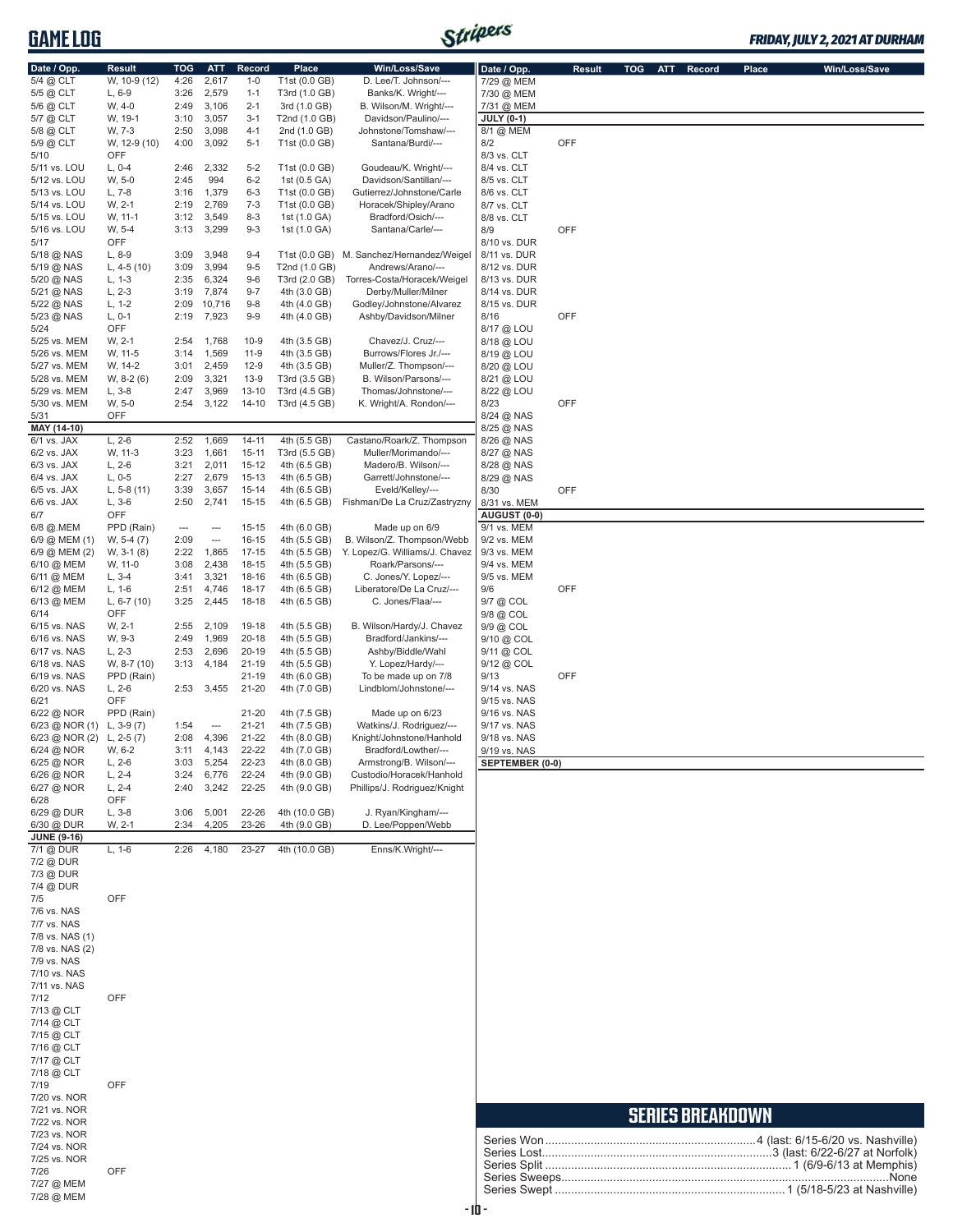# GAME LOG

| Date / Opp. | Result | TOG | ATT | Record | Place | Win/Loss/Save |
|---|---|---|---|---|---|---|
| 5/4 @ CLT | W, 10-9 (12) | 4:26 | 2,617 | 1-0 | T1st (0.0 GB) | D. Lee/T. Johnson/--- |
| 5/5 @ CLT | L, 6-9 | 3:26 | 2,579 | 1-1 | T3rd (1.0 GB) | Banks/K. Wright/--- |
| 5/6 @ CLT | W, 4-0 | 2:49 | 3,106 | 2-1 | 3rd (1.0 GB) | B. Wilson/M. Wright/--- |
| 5/7 @ CLT | W, 19-1 | 3:10 | 3,057 | 3-1 | T2nd (1.0 GB) | Davidson/Paulino/--- |
| 5/8 @ CLT | W, 7-3 | 2:50 | 3,098 | 4-1 | 2nd (1.0 GB) | Johnstone/Tomshaw/--- |
| 5/9 @ CLT | W, 12-9 (10) | 4:00 | 3,092 | 5-1 | T1st (0.0 GB) | Santana/Burdi/--- |
| 5/10 | OFF | | | | | |
| 5/11 vs. LOU | L, 0-4 | 2:46 | 2,332 | 5-2 | T1st (0.0 GB) | Goudeau/K. Wright/--- |
| 5/12 vs. LOU | W, 5-0 | 2:45 | 994 | 6-2 | 1st (0.5 GA) | Davidson/Santillan/--- |
| 5/13 vs. LOU | L, 7-8 | 3:16 | 1,379 | 6-3 | T1st (0.0 GB) | Gutierrez/Johnstone/Carle |
| 5/14 vs. LOU | W, 2-1 | 2:19 | 2,769 | 7-3 | T1st (0.0 GB) | Horacek/Shipley/Arano |
| 5/15 vs. LOU | W, 11-1 | 3:12 | 3,549 | 8-3 | 1st (1.0 GA) | Bradford/Osich/--- |
| 5/16 vs. LOU | W, 5-4 | 3:13 | 3,299 | 9-3 | 1st (1.0 GA) | Santana/Carle/--- |
| 5/17 | OFF | | | | | |
| 5/18 @ NAS | L, 8-9 | 3:09 | 3,948 | 9-4 | T1st (0.0 GB) | M. Sanchez/Hernandez/Weigel |
| 5/19 @ NAS | L, 4-5 (10) | 3:09 | 3,994 | 9-5 | T2nd (1.0 GB) | Andrews/Arano/--- |
| 5/20 @ NAS | L, 1-3 | 2:35 | 6,324 | 9-6 | T3rd (2.0 GB) | Torres-Costa/Horacek/Weigel |
| 5/21 @ NAS | L, 2-3 | 3:19 | 7,874 | 9-7 | 4th (3.0 GB) | Derby/Muller/Milner |
| 5/22 @ NAS | L, 1-2 | 2:09 | 10,716 | 9-8 | 4th (4.0 GB) | Godley/Johnstone/Alvarez |
| 5/23 @ NAS | L, 0-1 | 2:19 | 7,923 | 9-9 | 4th (4.0 GB) | Ashby/Davidson/Milner |
| 5/24 | OFF | | | | | |
| 5/25 vs. MEM | W, 2-1 | 2:54 | 1,768 | 10-9 | 4th (3.5 GB) | Chavez/J. Cruz/--- |
| 5/26 vs. MEM | W, 11-5 | 3:14 | 1,569 | 11-9 | 4th (3.5 GB) | Burrows/Flores Jr./--- |
| 5/27 vs. MEM | W, 14-2 | 3:01 | 2,459 | 12-9 | 4th (3.5 GB) | Muller/Z. Thompson/--- |
| 5/28 vs. MEM | W, 8-2 (6) | 2:09 | 3,321 | 13-9 | T3rd (3.5 GB) | B. Wilson/Parsons/--- |
| 5/29 vs. MEM | L, 3-8 | 2:47 | 3,969 | 13-10 | T3rd (4.5 GB) | Thomas/Johnstone/--- |
| 5/30 vs. MEM | W, 5-0 | 2:54 | 3,122 | 14-10 | T3rd (4.5 GB) | K. Wright/A. Rondon/--- |
| 5/31 | OFF | | | | | |
| **MAY (14-10)** | | | | | | |
| 6/1 vs. JAX | L, 2-6 | 2:52 | 1,669 | 14-11 | 4th (5.5 GB) | Castano/Roark/Z. Thompson |
| 6/2 vs. JAX | W, 11-3 | 3:23 | 1,661 | 15-11 | T3rd (5.5 GB) | Muller/Morimando/--- |
| 6/3 vs. JAX | L, 2-6 | 3:21 | 2,011 | 15-12 | 4th (6.5 GB) | Madero/B. Wilson/--- |
| 6/4 vs. JAX | L, 0-5 | 2:27 | 2,679 | 15-13 | 4th (6.5 GB) | Garrett/Johnstone/--- |
| 6/5 vs. JAX | L, 5-8 (11) | 3:39 | 3,657 | 15-14 | 4th (6.5 GB) | Eveld/Kelley/--- |
| 6/6 vs. JAX | L, 3-6 | 2:50 | 2,741 | 15-15 | 4th (6.5 GB) | Fishman/De La Cruz/Zastryzny |
| 6/7 | OFF | | | | | |
| 6/8 @ MEM | PPD (Rain) | --- | --- | 15-15 | 4th (6.0 GB) | Made up on 6/9 |
| 6/9 @ MEM (1) | W, 5-4 (7) | 2:09 | --- | 16-15 | 4th (5.5 GB) | B. Wilson/Z. Thompson/Webb |
| 6/9 @ MEM (2) | W, 3-1 (8) | 2:22 | 1,865 | 17-15 | 4th (5.5 GB) | Y. Lopez/G. Williams/J. Chavez |
| 6/10 @ MEM | W, 11-0 | 3:08 | 2,438 | 18-15 | 4th (5.5 GB) | Roark/Parsons/--- |
| 6/11 @ MEM | L, 3-4 | 3:41 | 3,321 | 18-16 | 4th (6.5 GB) | C. Jones/Y. Lopez/--- |
| 6/12 @ MEM | L, 1-6 | 2:51 | 4,746 | 18-17 | 4th (6.5 GB) | Liberatore/De La Cruz/--- |
| 6/13 @ MEM | L, 6-7 (10) | 3:25 | 2,445 | 18-18 | 4th (6.5 GB) | C. Jones/Flaa/--- |
| 6/14 | OFF | | | | | |
| 6/15 vs. NAS | W, 2-1 | 2:55 | 2,109 | 19-18 | 4th (5.5 GB) | B. Wilson/Hardy/J. Chavez |
| 6/16 vs. NAS | W, 9-3 | 2:49 | 1,969 | 20-18 | 4th (5.5 GB) | Bradford/Jankins/--- |
| 6/17 vs. NAS | L, 2-3 | 2:53 | 2,696 | 20-19 | 4th (5.5 GB) | Ashby/Biddle/Wahl |
| 6/18 vs. NAS | W, 8-7 (10) | 3:13 | 4,184 | 21-19 | 4th (5.5 GB) | Y. Lopez/Hardy/--- |
| 6/19 vs. NAS | PPD (Rain) | | | 21-19 | 4th (6.0 GB) | To be made up on 7/8 |
| 6/20 vs. NAS | L, 2-6 | 2:53 | 3,455 | 21-20 | 4th (7.0 GB) | Lindblom/Johnstone/--- |
| 6/21 | OFF | | | | | |
| 6/22 @ NOR | PPD (Rain) | | | 21-20 | 4th (7.5 GB) | Made up on 6/23 |
| 6/23 @ NOR (1) | L, 3-9 (7) | 1:54 | --- | 21-21 | 4th (7.5 GB) | Watkins/J. Rodriguez/--- |
| 6/23 @ NOR (2) | L, 2-5 (7) | 2:08 | 4,396 | 21-22 | 4th (8.0 GB) | Knight/Johnstone/Hanhold |
| 6/24 @ NOR | W, 6-2 | 3:11 | 4,143 | 22-22 | 4th (7.0 GB) | Bradford/Lowther/--- |
| 6/25 @ NOR | L, 2-6 | 3:03 | 5,254 | 22-23 | 4th (8.0 GB) | Armstrong/B. Wilson/--- |
| 6/26 @ NOR | L, 2-4 | 3:24 | 6,776 | 22-24 | 4th (9.0 GB) | Custodio/Horacek/Hanhold |
| 6/27 @ NOR | L, 2-4 | 2:40 | 3,242 | 22-25 | 4th (9.0 GB) | Phillips/J. Rodriguez/Knight |
| 6/28 | OFF | | | | | |
| 6/29 @ DUR | L, 3-8 | 3:06 | 5,001 | 22-26 | 4th (10.0 GB) | J. Ryan/Kingham/--- |
| 6/30 @ DUR | W, 2-1 | 2:34 | 4,205 | 23-26 | 4th (9.0 GB) | D. Lee/Poppen/Webb |
| **JUNE (9-16)** | | | | | | |
| 7/1 @ DUR | L, 1-6 | 2:26 | 4,180 | 23-27 | 4th (10.0 GB) | Enns/K.Wright/--- |
| 7/2 @ DUR | | | | | | |
| 7/3 @ DUR | | | | | | |
| 7/4 @ DUR | | | | | | |
| 7/5 | OFF | | | | | |
| 7/6 vs. NAS | | | | | | |
| 7/7 vs. NAS | | | | | | |
| 7/8 vs. NAS (1) | | | | | | |
| 7/8 vs. NAS (2) | | | | | | |
| 7/9 vs. NAS | | | | | | |
| 7/10 vs. NAS | | | | | | |
| 7/11 vs. NAS | | | | | | |
| 7/12 | OFF | | | | | |
| 7/13 @ CLT | | | | | | |
| 7/14 @ CLT | | | | | | |
| 7/15 @ CLT | | | | | | |
| 7/16 @ CLT | | | | | | |
| 7/17 @ CLT | | | | | | |
| 7/18 @ CLT | | | | | | |
| 7/19 | OFF | | | | | |
| 7/20 vs. NOR | | | | | | |
| 7/21 vs. NOR | | | | | | |
| 7/22 vs. NOR | | | | | | |
| 7/23 vs. NOR | | | | | | |
| 7/24 vs. NOR | | | | | | |
| 7/25 vs. NOR | | | | | | |
| 7/26 | OFF | | | | | |
| 7/27 @ MEM | | | | | | |
| 7/28 @ MEM | | | | | | |
| 7/29 @ MEM | | | | | | |
| 7/30 @ MEM | | | | | | |
| 7/31 @ MEM | | | | | | |
| **JULY (0-1)** | | | | | | |
| 8/1 @ MEM | | | | | | |
| 8/2 | OFF | | | | | |
| 8/3 vs. CLT | | | | | | |
| 8/4 vs. CLT | | | | | | |
| 8/5 vs. CLT | | | | | | |
| 8/6 vs. CLT | | | | | | |
| 8/7 vs. CLT | | | | | | |
| 8/8 vs. CLT | | | | | | |
| 8/9 | OFF | | | | | |
| 8/10 vs. DUR | | | | | | |
| 8/11 vs. DUR | | | | | | |
| 8/12 vs. DUR | | | | | | |
| 8/13 vs. DUR | | | | | | |
| 8/14 vs. DUR | | | | | | |
| 8/15 vs. DUR | | | | | | |
| 8/16 | OFF | | | | | |
| 8/17 @ LOU | | | | | | |
| 8/18 @ LOU | | | | | | |
| 8/19 @ LOU | | | | | | |
| 8/20 @ LOU | | | | | | |
| 8/21 @ LOU | | | | | | |
| 8/22 @ LOU | | | | | | |
| 8/23 | OFF | | | | | |
| 8/24 @ NAS | | | | | | |
| 8/25 @ NAS | | | | | | |
| 8/26 @ NAS | | | | | | |
| 8/27 @ NAS | | | | | | |
| 8/28 @ NAS | | | | | | |
| 8/29 @ NAS | | | | | | |
| 8/30 | OFF | | | | | |
| 8/31 vs. MEM | | | | | | |
| **AUGUST (0-0)** | | | | | | |
| 9/1 vs. MEM | | | | | | |
| 9/2 vs. MEM | | | | | | |
| 9/3 vs. MEM | | | | | | |
| 9/4 vs. MEM | | | | | | |
| 9/5 vs. MEM | | | | | | |
| 9/6 | OFF | | | | | |
| 9/7 @ COL | | | | | | |
| 9/8 @ COL | | | | | | |
| 9/9 @ COL | | | | | | |
| 9/10 @ COL | | | | | | |
| 9/11 @ COL | | | | | | |
| 9/12 @ COL | | | | | | |
| 9/13 | OFF | | | | | |
| 9/14 vs. NAS | | | | | | |
| 9/15 vs. NAS | | | | | | |
| 9/16 vs. NAS | | | | | | |
| 9/17 vs. NAS | | | | | | |
| 9/18 vs. NAS | | | | | | |
| 9/19 vs. NAS | | | | | | |
| **SEPTEMBER (0-0)** | | | | | | |

## SERIES BREAKDOWN

Series Won........................................4 (last: 6/15-6/20 vs. Nashville)
Series Lost........................................3 (last: 6/22-6/27 at Norfolk)
Series Split........................................1 (6/9-6/13 at Memphis)
Series Sweeps........................................None
Series Swept........................................1 (5/18-5/23 at Nashville)